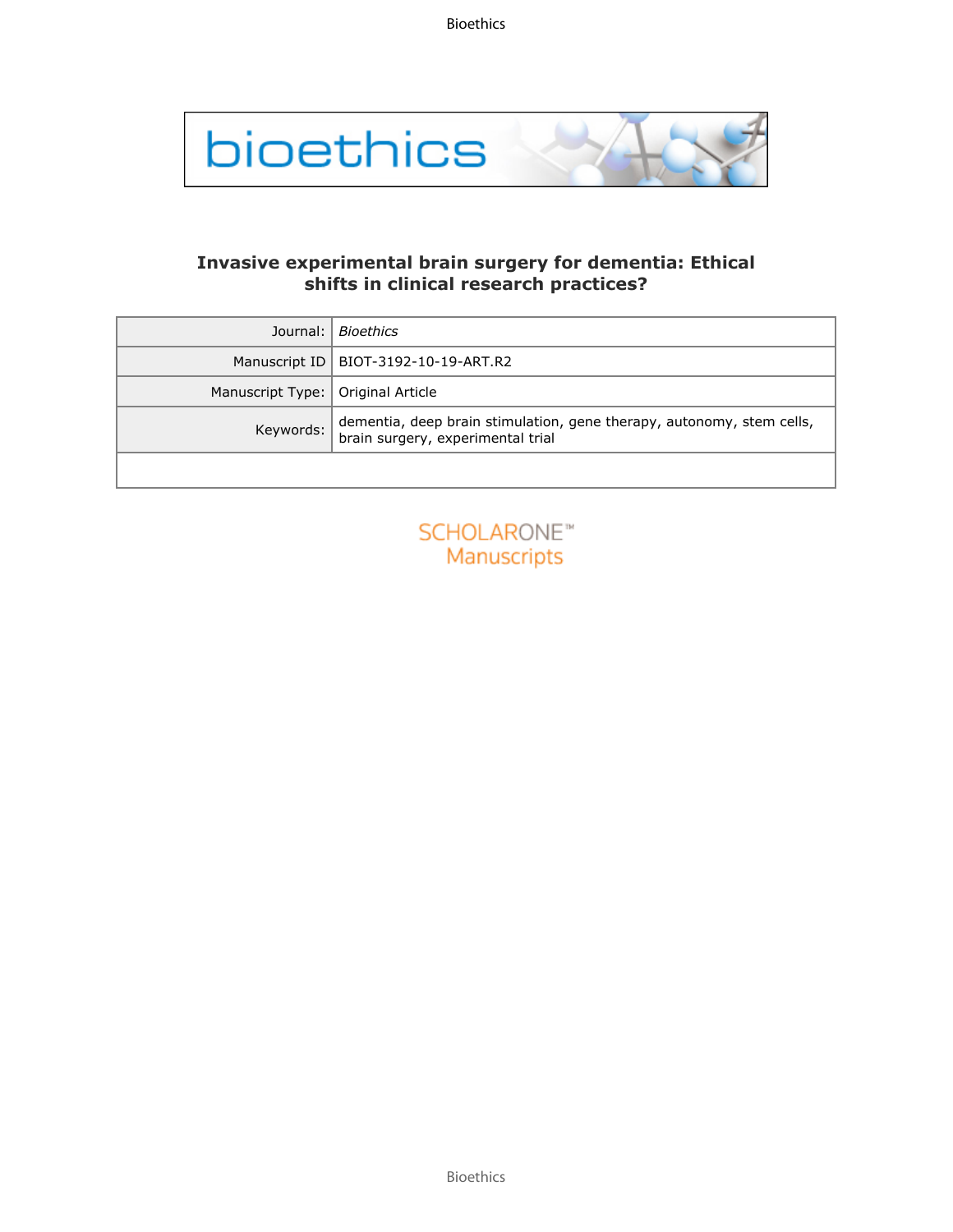# Invasive experimental brain surgery for dementia: Ethical shifts in clinical research practices?

| | |
|---|---|
| Journal: | *Bioethics* |
| Manuscript ID | BIOT-3192-10-19-ART.R2 |
| Manuscript Type: | Original Article |
| Keywords: | dementia, deep brain stimulation, gene therapy, autonomy, stem cells, brain surgery, experimental trial |
| | |

SCHOLARONE™ Manuscripts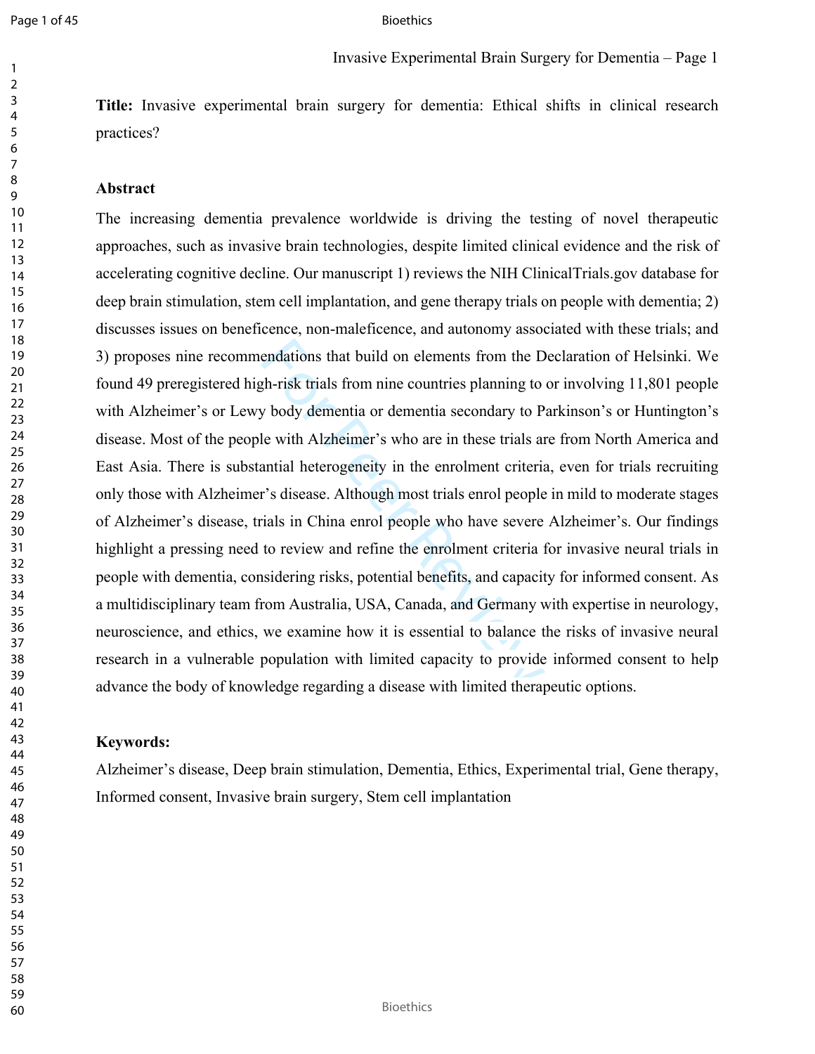**Title:** Invasive experimental brain surgery for dementia: Ethical shifts in clinical research practices?

**Abstract**

The increasing dementia prevalence worldwide is driving the testing of novel therapeutic approaches, such as invasive brain technologies, despite limited clinical evidence and the risk of accelerating cognitive decline. Our manuscript 1) reviews the NIH ClinicalTrials.gov database for deep brain stimulation, stem cell implantation, and gene therapy trials on people with dementia; 2) discusses issues on beneficence, non-maleficence, and autonomy associated with these trials; and 3) proposes nine recommendations that build on elements from the Declaration of Helsinki. We found 49 preregistered high-risk trials from nine countries planning to or involving 11,801 people with Alzheimer's or Lewy body dementia or dementia secondary to Parkinson's or Huntington's disease. Most of the people with Alzheimer's who are in these trials are from North America and East Asia. There is substantial heterogeneity in the enrolment criteria, even for trials recruiting only those with Alzheimer's disease. Although most trials enrol people in mild to moderate stages of Alzheimer's disease, trials in China enrol people who have severe Alzheimer's. Our findings highlight a pressing need to review and refine the enrolment criteria for invasive neural trials in people with dementia, considering risks, potential benefits, and capacity for informed consent. As a multidisciplinary team from Australia, USA, Canada, and Germany with expertise in neurology, neuroscience, and ethics, we examine how it is essential to balance the risks of invasive neural research in a vulnerable population with limited capacity to provide informed consent to help advance the body of knowledge regarding a disease with limited therapeutic options.

**Keywords:**

Alzheimer's disease, Deep brain stimulation, Dementia, Ethics, Experimental trial, Gene therapy, Informed consent, Invasive brain surgery, Stem cell implantation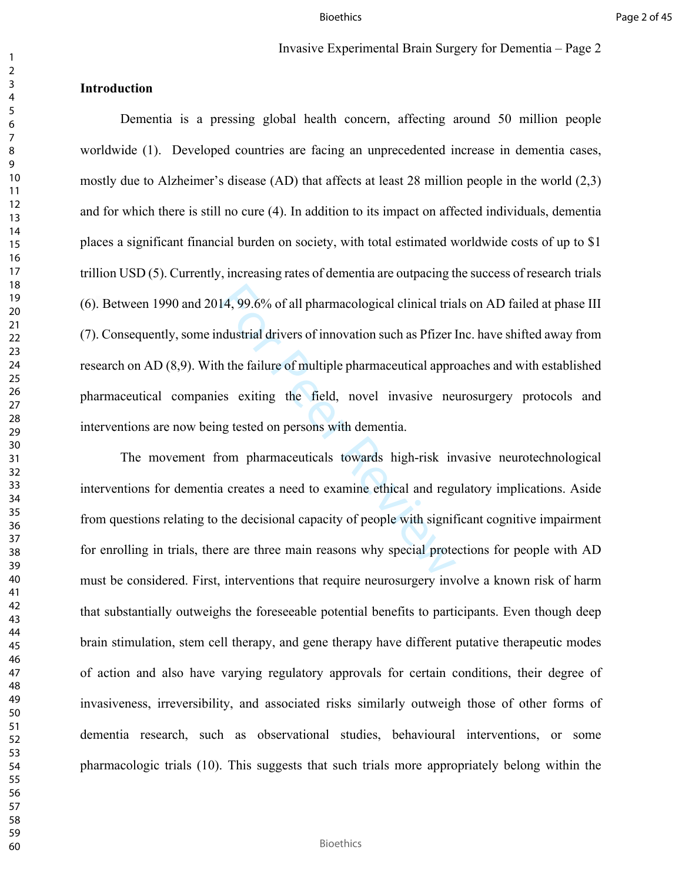**Introduction**

Dementia is a pressing global health concern, affecting around 50 million people worldwide (1). Developed countries are facing an unprecedented increase in dementia cases, mostly due to Alzheimer's disease (AD) that affects at least 28 million people in the world (2,3) and for which there is still no cure (4). In addition to its impact on affected individuals, dementia places a significant financial burden on society, with total estimated worldwide costs of up to $1 trillion USD (5). Currently, increasing rates of dementia are outpacing the success of research trials (6). Between 1990 and 2014, 99.6% of all pharmacological clinical trials on AD failed at phase III (7). Consequently, some industrial drivers of innovation such as Pfizer Inc. have shifted away from research on AD (8,9). With the failure of multiple pharmaceutical approaches and with established pharmaceutical companies exiting the field, novel invasive neurosurgery protocols and interventions are now being tested on persons with dementia.

The movement from pharmaceuticals towards high-risk invasive neurotechnological interventions for dementia creates a need to examine ethical and regulatory implications. Aside from questions relating to the decisional capacity of people with significant cognitive impairment for enrolling in trials, there are three main reasons why special protections for people with AD must be considered. First, interventions that require neurosurgery involve a known risk of harm that substantially outweighs the foreseeable potential benefits to participants. Even though deep brain stimulation, stem cell therapy, and gene therapy have different putative therapeutic modes of action and also have varying regulatory approvals for certain conditions, their degree of invasiveness, irreversibility, and associated risks similarly outweigh those of other forms of dementia research, such as observational studies, behavioural interventions, or some pharmacologic trials (10). This suggests that such trials more appropriately belong within the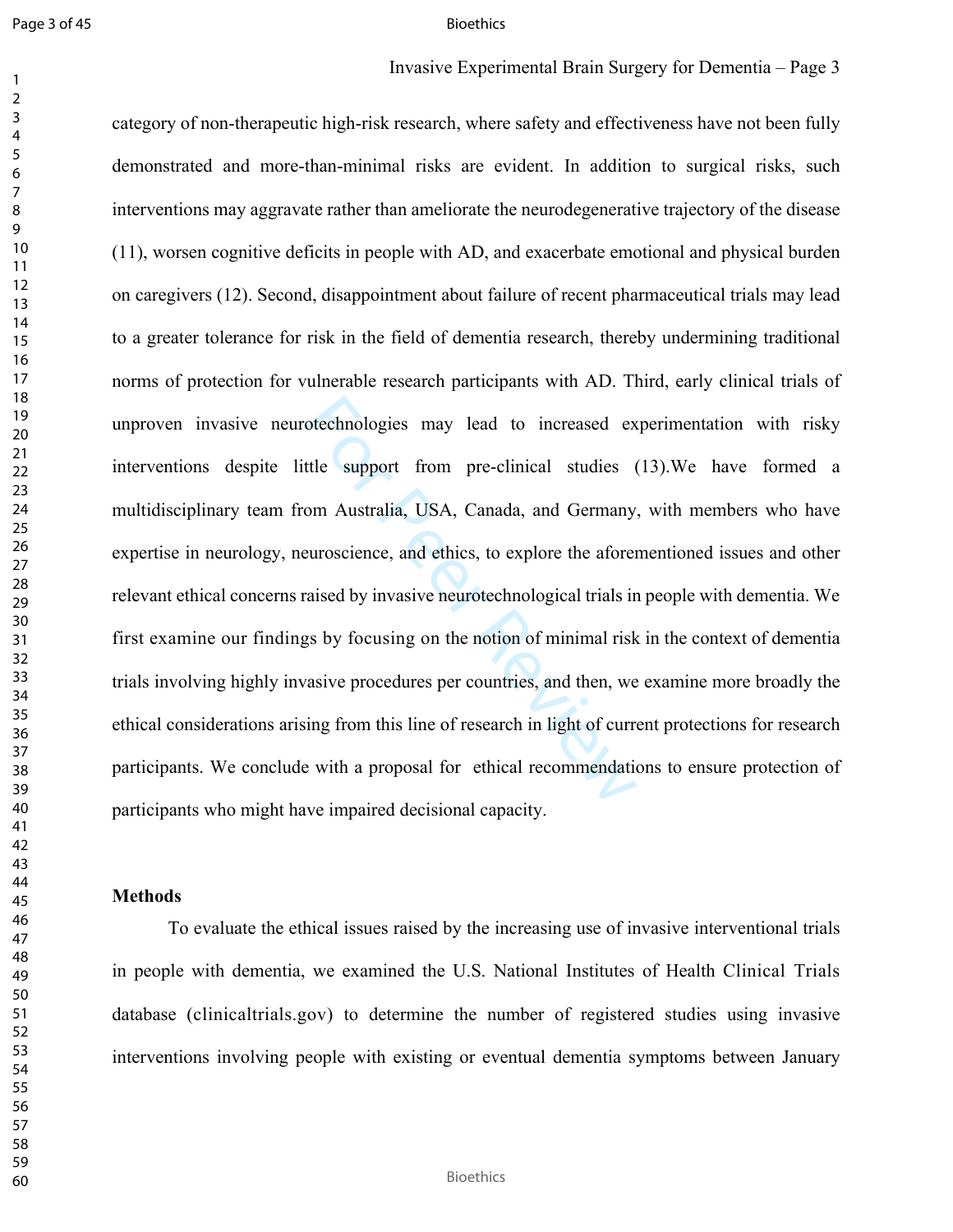category of non-therapeutic high-risk research, where safety and effectiveness have not been fully demonstrated and more-than-minimal risks are evident. In addition to surgical risks, such interventions may aggravate rather than ameliorate the neurodegenerative trajectory of the disease (11), worsen cognitive deficits in people with AD, and exacerbate emotional and physical burden on caregivers (12). Second, disappointment about failure of recent pharmaceutical trials may lead to a greater tolerance for risk in the field of dementia research, thereby undermining traditional norms of protection for vulnerable research participants with AD. Third, early clinical trials of unproven invasive neurotechnologies may lead to increased experimentation with risky interventions despite little support from pre-clinical studies (13).We have formed a multidisciplinary team from Australia, USA, Canada, and Germany, with members who have expertise in neurology, neuroscience, and ethics, to explore the aforementioned issues and other relevant ethical concerns raised by invasive neurotechnological trials in people with dementia. We first examine our findings by focusing on the notion of minimal risk in the context of dementia trials involving highly invasive procedures per countries, and then, we examine more broadly the ethical considerations arising from this line of research in light of current protections for research participants. We conclude with a proposal for ethical recommendations to ensure protection of participants who might have impaired decisional capacity.

## Methods

To evaluate the ethical issues raised by the increasing use of invasive interventional trials in people with dementia, we examined the U.S. National Institutes of Health Clinical Trials database (clinicaltrials.gov) to determine the number of registered studies using invasive interventions involving people with existing or eventual dementia symptoms between January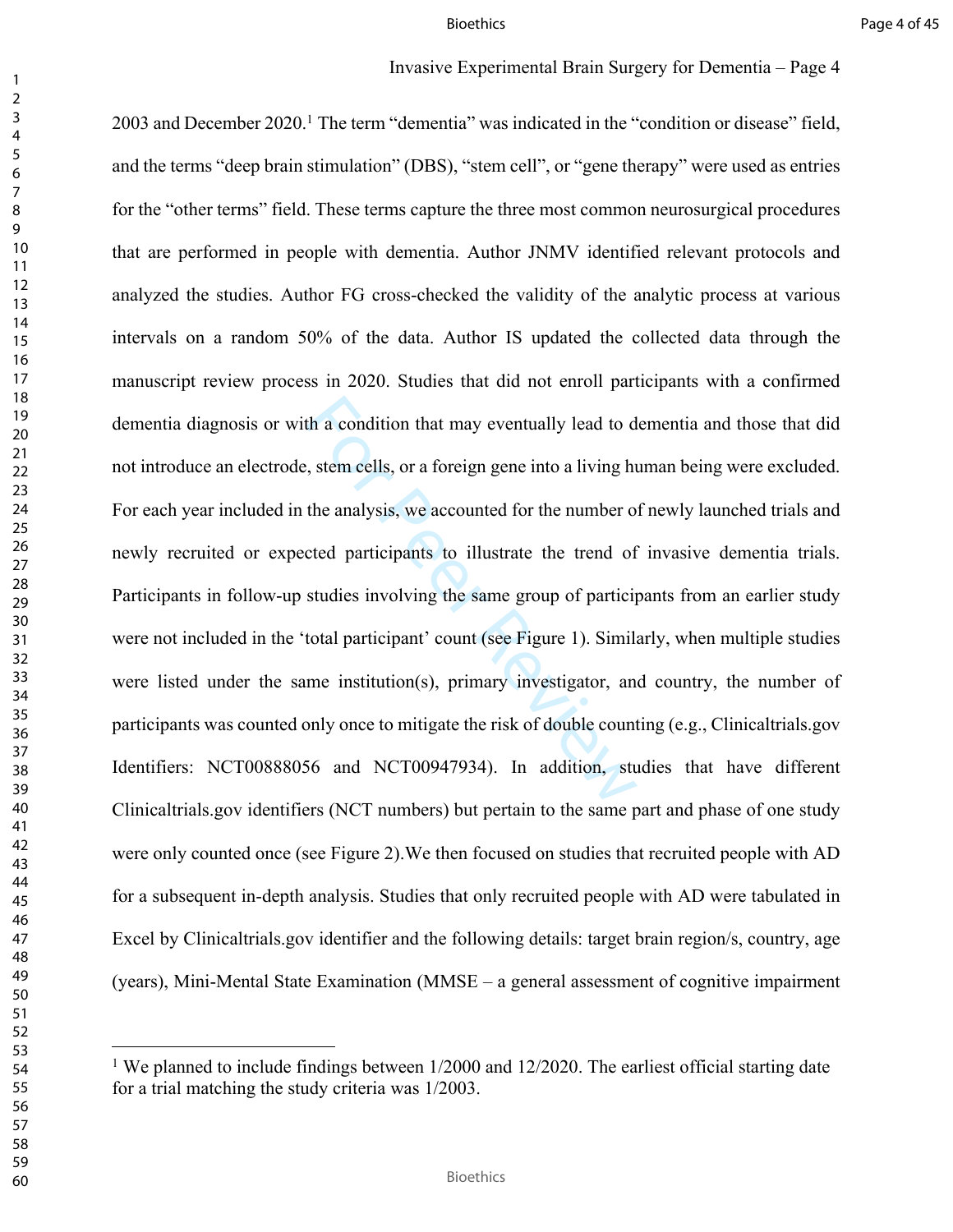2003 and December 2020.[1] The term “dementia” was indicated in the “condition or disease” field, and the terms “deep brain stimulation” (DBS), “stem cell”, or “gene therapy” were used as entries for the “other terms” field. These terms capture the three most common neurosurgical procedures that are performed in people with dementia. Author JNMV identified relevant protocols and analyzed the studies. Author FG cross-checked the validity of the analytic process at various intervals on a random 50% of the data. Author IS updated the collected data through the manuscript review process in 2020. Studies that did not enroll participants with a confirmed dementia diagnosis or with a condition that may eventually lead to dementia and those that did not introduce an electrode, stem cells, or a foreign gene into a living human being were excluded. For each year included in the analysis, we accounted for the number of newly launched trials and newly recruited or expected participants to illustrate the trend of invasive dementia trials. Participants in follow-up studies involving the same group of participants from an earlier study were not included in the ‘total participant’ count (see Figure 1). Similarly, when multiple studies were listed under the same institution(s), primary investigator, and country, the number of participants was counted only once to mitigate the risk of double counting (e.g., Clinicaltrials.gov Identifiers: NCT00888056 and NCT00947934). In addition, studies that have different Clinicaltrials.gov identifiers (NCT numbers) but pertain to the same part and phase of one study were only counted once (see Figure 2).We then focused on studies that recruited people with AD for a subsequent in-depth analysis. Studies that only recruited people with AD were tabulated in Excel by Clinicaltrials.gov identifier and the following details: target brain region/s, country, age (years), Mini-Mental State Examination (MMSE – a general assessment of cognitive impairment

---

[1] We planned to include findings between 1/2000 and 12/2020. The earliest official starting date for a trial matching the study criteria was 1/2003.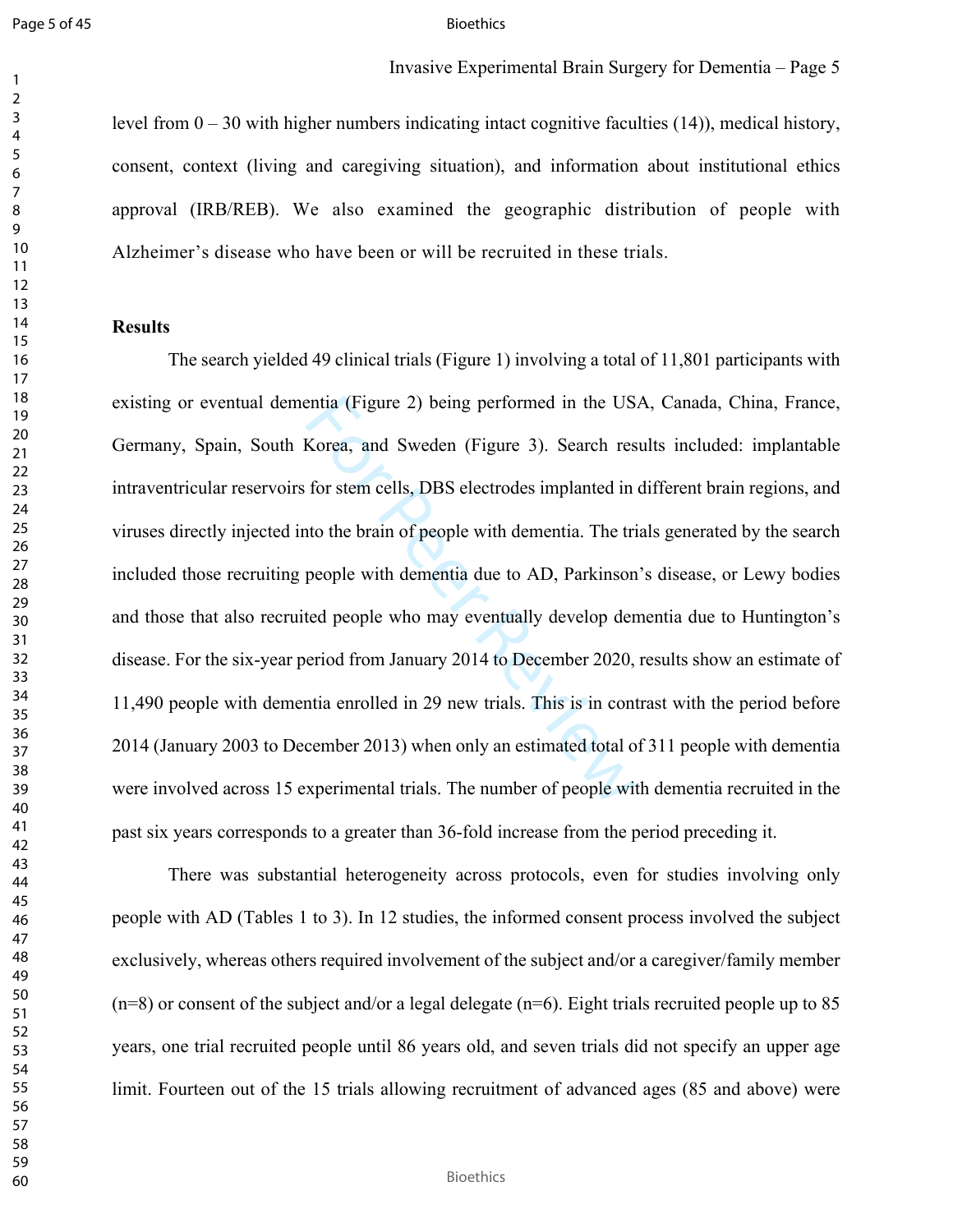level from 0 – 30 with higher numbers indicating intact cognitive faculties (14)), medical history, consent, context (living and caregiving situation), and information about institutional ethics approval (IRB/REB). We also examined the geographic distribution of people with Alzheimer's disease who have been or will be recruited in these trials.

## Results

The search yielded 49 clinical trials (Figure 1) involving a total of 11,801 participants with existing or eventual dementia (Figure 2) being performed in the USA, Canada, China, France, Germany, Spain, South Korea, and Sweden (Figure 3). Search results included: implantable intraventricular reservoirs for stem cells, DBS electrodes implanted in different brain regions, and viruses directly injected into the brain of people with dementia. The trials generated by the search included those recruiting people with dementia due to AD, Parkinson's disease, or Lewy bodies and those that also recruited people who may eventually develop dementia due to Huntington's disease. For the six-year period from January 2014 to December 2020, results show an estimate of 11,490 people with dementia enrolled in 29 new trials. This is in contrast with the period before 2014 (January 2003 to December 2013) when only an estimated total of 311 people with dementia were involved across 15 experimental trials. The number of people with dementia recruited in the past six years corresponds to a greater than 36-fold increase from the period preceding it.

There was substantial heterogeneity across protocols, even for studies involving only people with AD (Tables 1 to 3). In 12 studies, the informed consent process involved the subject exclusively, whereas others required involvement of the subject and/or a caregiver/family member (n=8) or consent of the subject and/or a legal delegate (n=6). Eight trials recruited people up to 85 years, one trial recruited people until 86 years old, and seven trials did not specify an upper age limit. Fourteen out of the 15 trials allowing recruitment of advanced ages (85 and above) were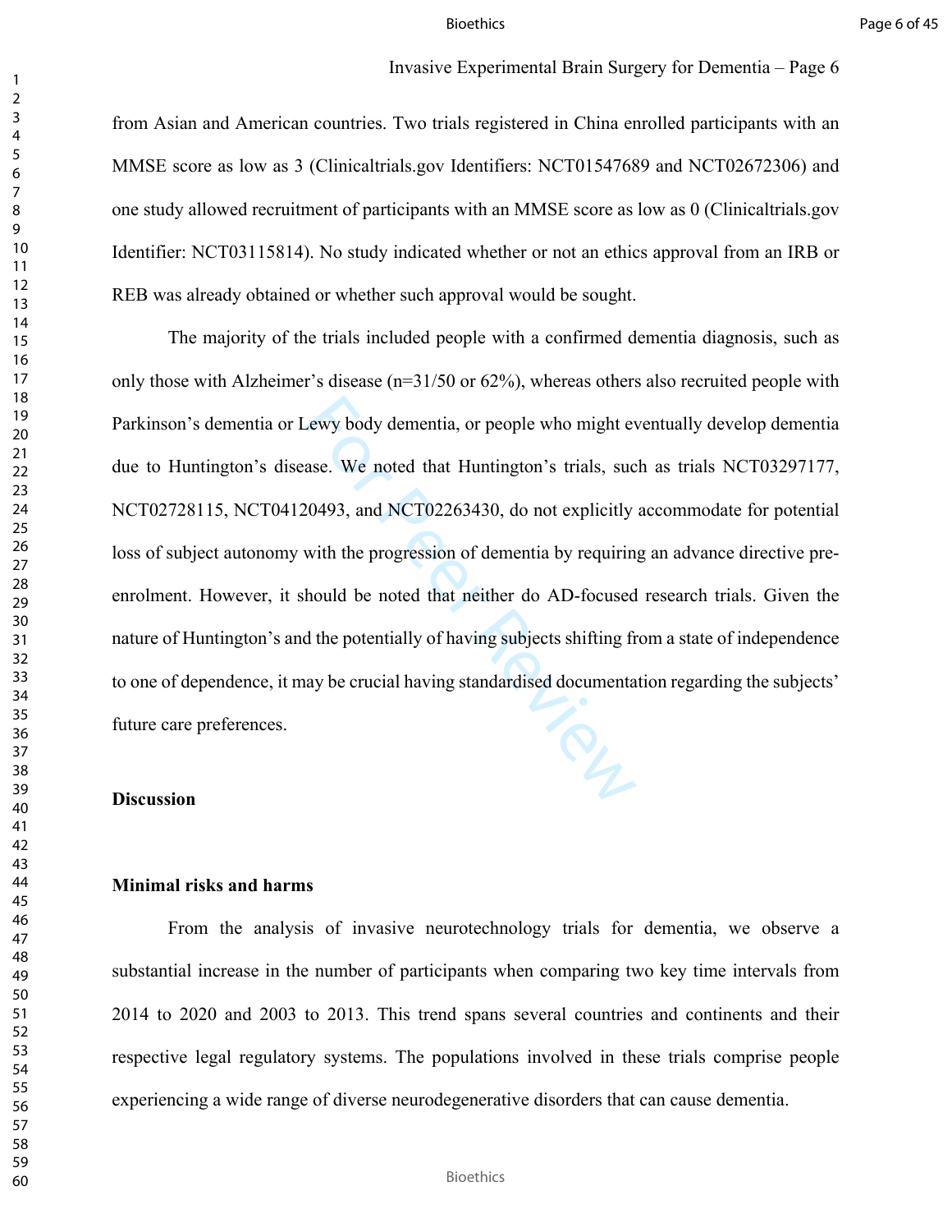from Asian and American countries. Two trials registered in China enrolled participants with an MMSE score as low as 3 (Clinicaltrials.gov Identifiers: NCT01547689 and NCT02672306) and one study allowed recruitment of participants with an MMSE score as low as 0 (Clinicaltrials.gov Identifier: NCT03115814). No study indicated whether or not an ethics approval from an IRB or REB was already obtained or whether such approval would be sought.

The majority of the trials included people with a confirmed dementia diagnosis, such as only those with Alzheimer's disease (n=31/50 or 62%), whereas others also recruited people with Parkinson's dementia or Lewy body dementia, or people who might eventually develop dementia due to Huntington's disease. We noted that Huntington's trials, such as trials NCT03297177, NCT02728115, NCT04120493, and NCT02263430, do not explicitly accommodate for potential loss of subject autonomy with the progression of dementia by requiring an advance directive pre-enrolment. However, it should be noted that neither do AD-focused research trials. Given the nature of Huntington's and the potentially of having subjects shifting from a state of independence to one of dependence, it may be crucial having standardised documentation regarding the subjects' future care preferences.

## Discussion

### Minimal risks and harms

From the analysis of invasive neurotechnology trials for dementia, we observe a substantial increase in the number of participants when comparing two key time intervals from 2014 to 2020 and 2003 to 2013. This trend spans several countries and continents and their respective legal regulatory systems. The populations involved in these trials comprise people experiencing a wide range of diverse neurodegenerative disorders that can cause dementia.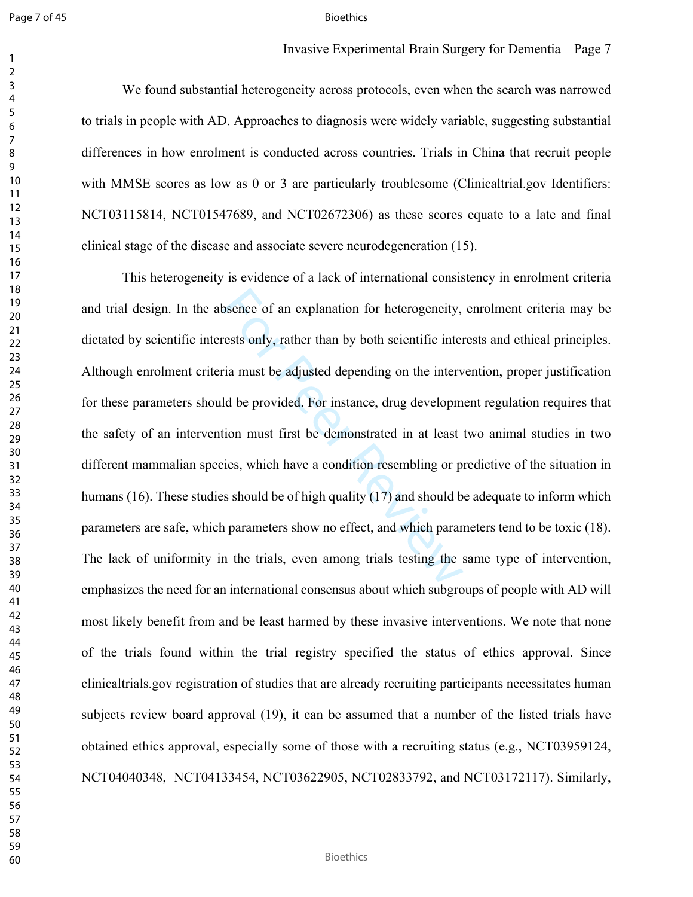We found substantial heterogeneity across protocols, even when the search was narrowed to trials in people with AD. Approaches to diagnosis were widely variable, suggesting substantial differences in how enrolment is conducted across countries. Trials in China that recruit people with MMSE scores as low as 0 or 3 are particularly troublesome (Clinicaltrial.gov Identifiers: NCT03115814, NCT01547689, and NCT02672306) as these scores equate to a late and final clinical stage of the disease and associate severe neurodegeneration (15).

This heterogeneity is evidence of a lack of international consistency in enrolment criteria and trial design. In the absence of an explanation for heterogeneity, enrolment criteria may be dictated by scientific interests only, rather than by both scientific interests and ethical principles. Although enrolment criteria must be adjusted depending on the intervention, proper justification for these parameters should be provided. For instance, drug development regulation requires that the safety of an intervention must first be demonstrated in at least two animal studies in two different mammalian species, which have a condition resembling or predictive of the situation in humans (16). These studies should be of high quality (17) and should be adequate to inform which parameters are safe, which parameters show no effect, and which parameters tend to be toxic (18). The lack of uniformity in the trials, even among trials testing the same type of intervention, emphasizes the need for an international consensus about which subgroups of people with AD will most likely benefit from and be least harmed by these invasive interventions. We note that none of the trials found within the trial registry specified the status of ethics approval. Since clinicaltrials.gov registration of studies that are already recruiting participants necessitates human subjects review board approval (19), it can be assumed that a number of the listed trials have obtained ethics approval, especially some of those with a recruiting status (e.g., NCT03959124, NCT04040348, NCT04133454, NCT03622905, NCT02833792, and NCT03172117). Similarly,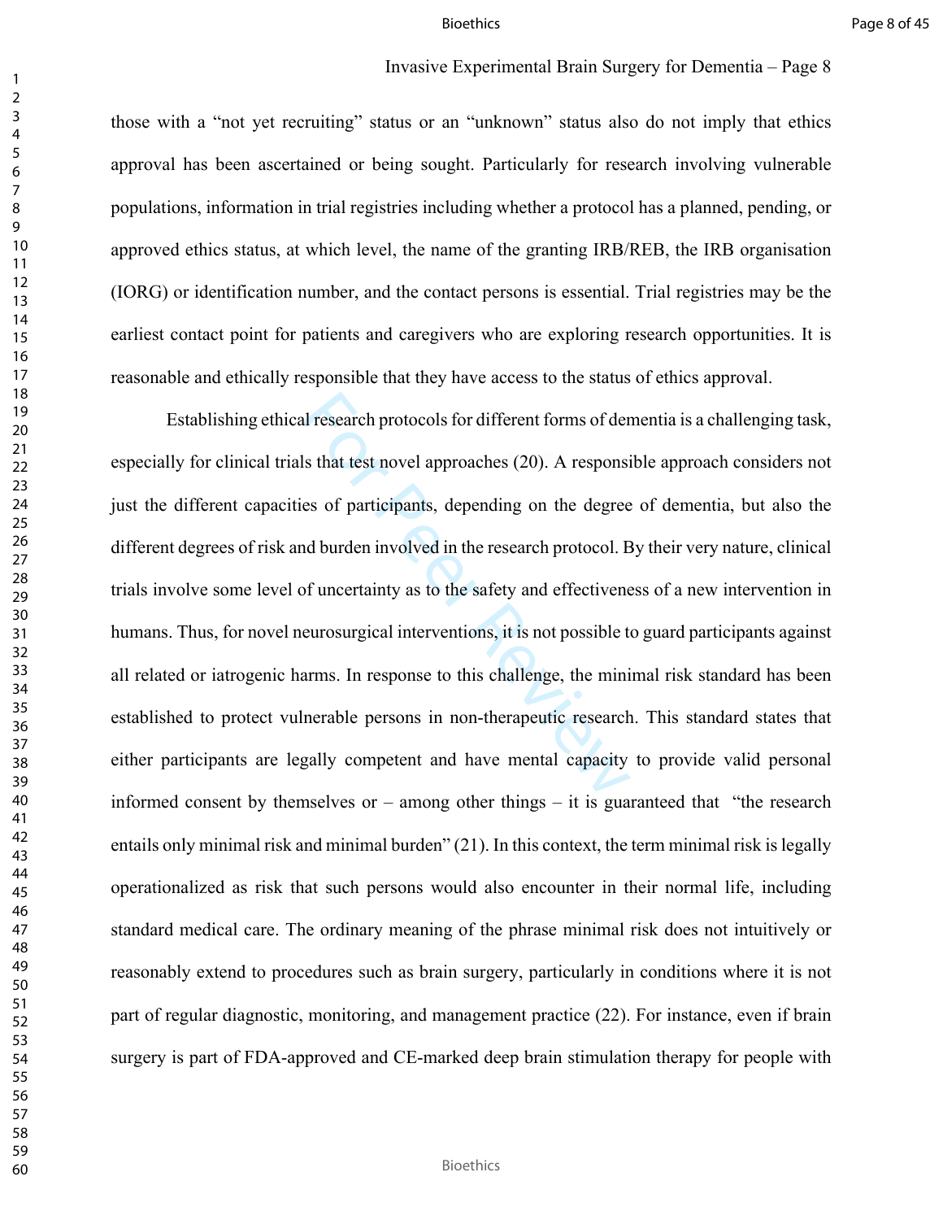those with a "not yet recruiting" status or an "unknown" status also do not imply that ethics approval has been ascertained or being sought. Particularly for research involving vulnerable populations, information in trial registries including whether a protocol has a planned, pending, or approved ethics status, at which level, the name of the granting IRB/REB, the IRB organisation (IORG) or identification number, and the contact persons is essential. Trial registries may be the earliest contact point for patients and caregivers who are exploring research opportunities. It is reasonable and ethically responsible that they have access to the status of ethics approval.

Establishing ethical research protocols for different forms of dementia is a challenging task, especially for clinical trials that test novel approaches (20). A responsible approach considers not just the different capacities of participants, depending on the degree of dementia, but also the different degrees of risk and burden involved in the research protocol. By their very nature, clinical trials involve some level of uncertainty as to the safety and effectiveness of a new intervention in humans. Thus, for novel neurosurgical interventions, it is not possible to guard participants against all related or iatrogenic harms. In response to this challenge, the minimal risk standard has been established to protect vulnerable persons in non-therapeutic research. This standard states that either participants are legally competent and have mental capacity to provide valid personal informed consent by themselves or – among other things – it is guaranteed that "the research entails only minimal risk and minimal burden" (21). In this context, the term minimal risk is legally operationalized as risk that such persons would also encounter in their normal life, including standard medical care. The ordinary meaning of the phrase minimal risk does not intuitively or reasonably extend to procedures such as brain surgery, particularly in conditions where it is not part of regular diagnostic, monitoring, and management practice (22). For instance, even if brain surgery is part of FDA-approved and CE-marked deep brain stimulation therapy for people with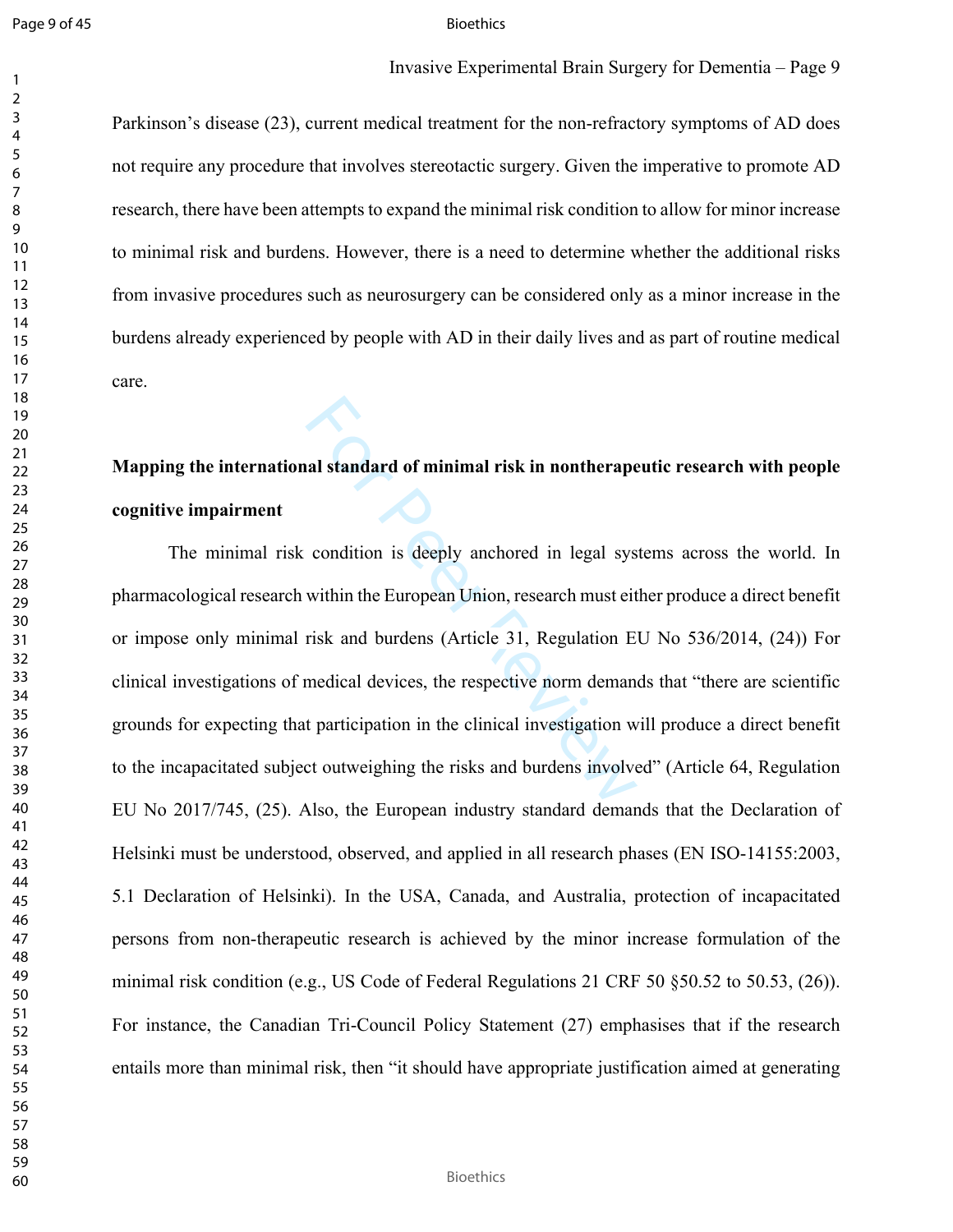Parkinson's disease (23), current medical treatment for the non-refractory symptoms of AD does not require any procedure that involves stereotactic surgery. Given the imperative to promote AD research, there have been attempts to expand the minimal risk condition to allow for minor increase to minimal risk and burdens. However, there is a need to determine whether the additional risks from invasive procedures such as neurosurgery can be considered only as a minor increase in the burdens already experienced by people with AD in their daily lives and as part of routine medical care.

## Mapping the international standard of minimal risk in nontherapeutic research with people cognitive impairment

The minimal risk condition is deeply anchored in legal systems across the world. In pharmacological research within the European Union, research must either produce a direct benefit or impose only minimal risk and burdens (Article 31, Regulation EU No 536/2014, (24)) For clinical investigations of medical devices, the respective norm demands that "there are scientific grounds for expecting that participation in the clinical investigation will produce a direct benefit to the incapacitated subject outweighing the risks and burdens involved" (Article 64, Regulation EU No 2017/745, (25). Also, the European industry standard demands that the Declaration of Helsinki must be understood, observed, and applied in all research phases (EN ISO-14155:2003, 5.1 Declaration of Helsinki). In the USA, Canada, and Australia, protection of incapacitated persons from non-therapeutic research is achieved by the minor increase formulation of the minimal risk condition (e.g., US Code of Federal Regulations 21 CRF 50 §50.52 to 50.53, (26)). For instance, the Canadian Tri-Council Policy Statement (27) emphasises that if the research entails more than minimal risk, then "it should have appropriate justification aimed at generating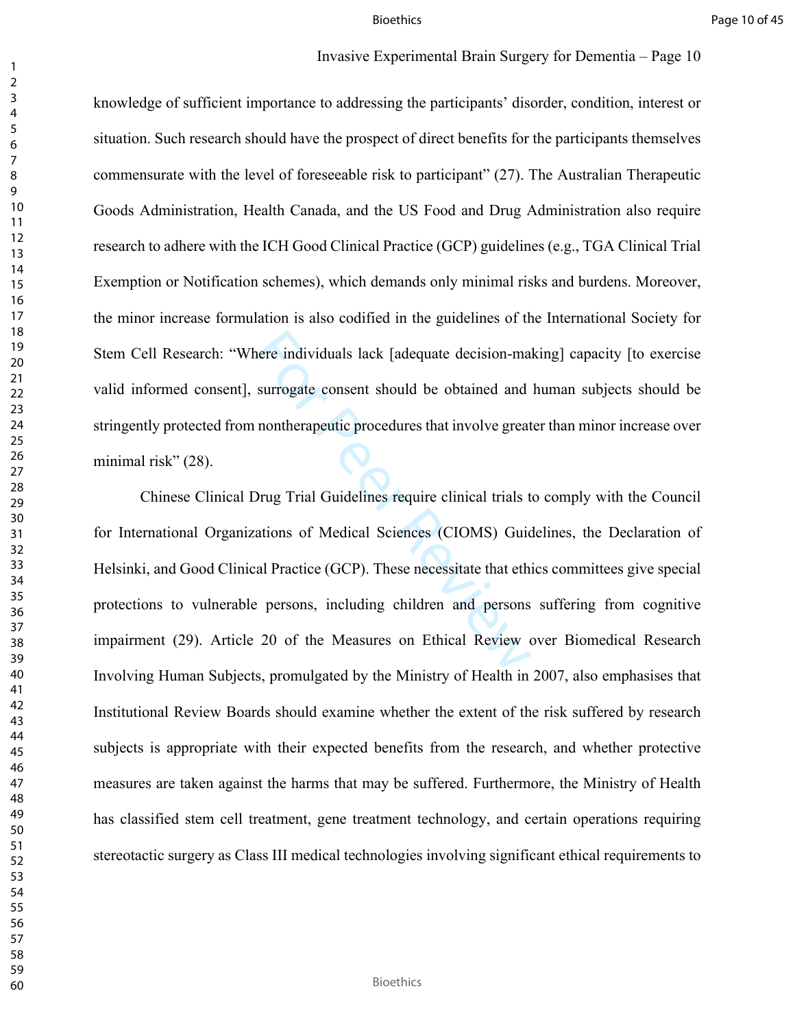knowledge of sufficient importance to addressing the participants' disorder, condition, interest or situation. Such research should have the prospect of direct benefits for the participants themselves commensurate with the level of foreseeable risk to participant" (27). The Australian Therapeutic Goods Administration, Health Canada, and the US Food and Drug Administration also require research to adhere with the ICH Good Clinical Practice (GCP) guidelines (e.g., TGA Clinical Trial Exemption or Notification schemes), which demands only minimal risks and burdens. Moreover, the minor increase formulation is also codified in the guidelines of the International Society for Stem Cell Research: "Where individuals lack [adequate decision-making] capacity [to exercise valid informed consent], surrogate consent should be obtained and human subjects should be stringently protected from nontherapeutic procedures that involve greater than minor increase over minimal risk" (28).

Chinese Clinical Drug Trial Guidelines require clinical trials to comply with the Council for International Organizations of Medical Sciences (CIOMS) Guidelines, the Declaration of Helsinki, and Good Clinical Practice (GCP). These necessitate that ethics committees give special protections to vulnerable persons, including children and persons suffering from cognitive impairment (29). Article 20 of the Measures on Ethical Review over Biomedical Research Involving Human Subjects, promulgated by the Ministry of Health in 2007, also emphasises that Institutional Review Boards should examine whether the extent of the risk suffered by research subjects is appropriate with their expected benefits from the research, and whether protective measures are taken against the harms that may be suffered. Furthermore, the Ministry of Health has classified stem cell treatment, gene treatment technology, and certain operations requiring stereotactic surgery as Class III medical technologies involving significant ethical requirements to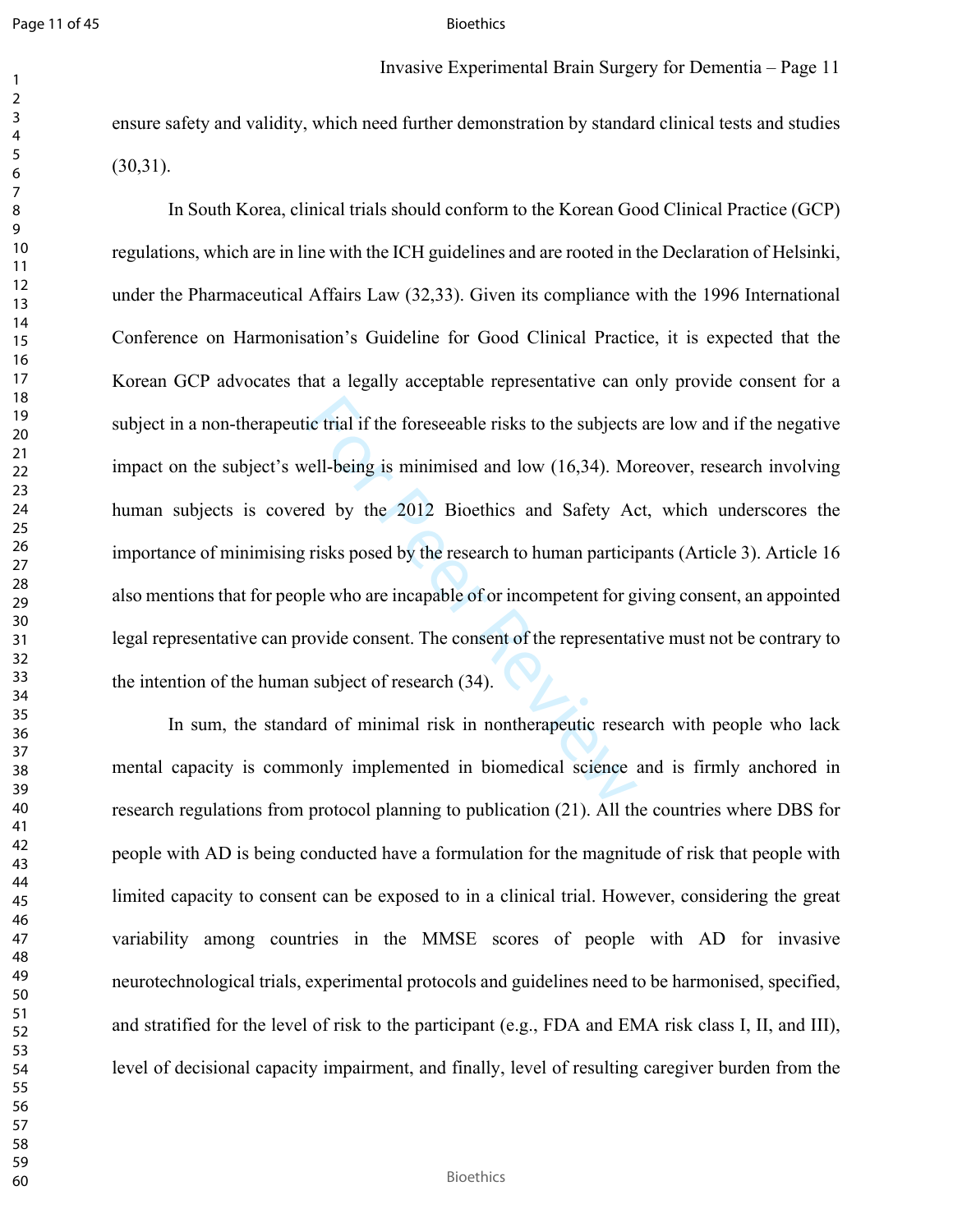ensure safety and validity, which need further demonstration by standard clinical tests and studies (30,31).

In South Korea, clinical trials should conform to the Korean Good Clinical Practice (GCP) regulations, which are in line with the ICH guidelines and are rooted in the Declaration of Helsinki, under the Pharmaceutical Affairs Law (32,33). Given its compliance with the 1996 International Conference on Harmonisation's Guideline for Good Clinical Practice, it is expected that the Korean GCP advocates that a legally acceptable representative can only provide consent for a subject in a non-therapeutic trial if the foreseeable risks to the subjects are low and if the negative impact on the subject's well-being is minimised and low (16,34). Moreover, research involving human subjects is covered by the 2012 Bioethics and Safety Act, which underscores the importance of minimising risks posed by the research to human participants (Article 3). Article 16 also mentions that for people who are incapable of or incompetent for giving consent, an appointed legal representative can provide consent. The consent of the representative must not be contrary to the intention of the human subject of research (34).

In sum, the standard of minimal risk in nontherapeutic research with people who lack mental capacity is commonly implemented in biomedical science and is firmly anchored in research regulations from protocol planning to publication (21). All the countries where DBS for people with AD is being conducted have a formulation for the magnitude of risk that people with limited capacity to consent can be exposed to in a clinical trial. However, considering the great variability among countries in the MMSE scores of people with AD for invasive neurotechnological trials, experimental protocols and guidelines need to be harmonised, specified, and stratified for the level of risk to the participant (e.g., FDA and EMA risk class I, II, and III), level of decisional capacity impairment, and finally, level of resulting caregiver burden from the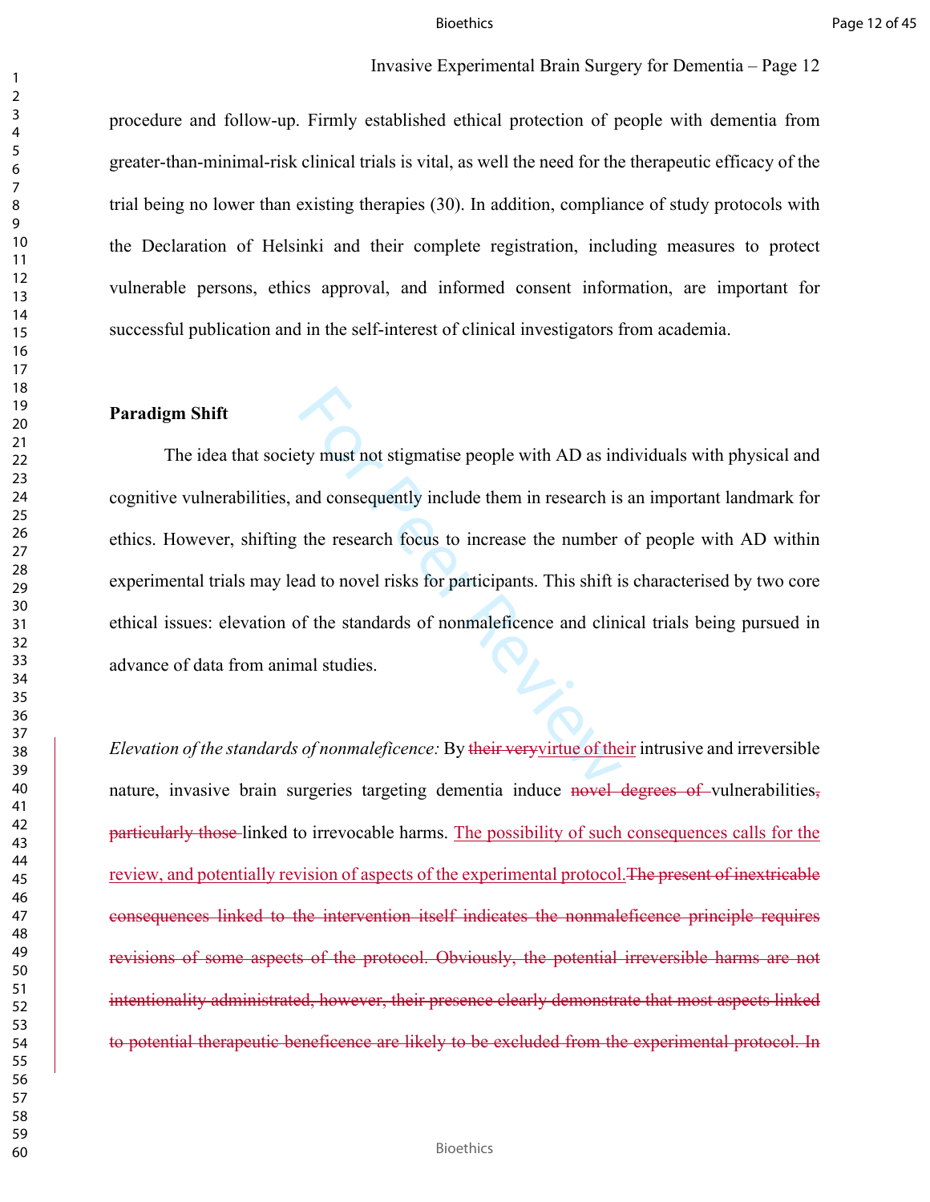procedure and follow-up. Firmly established ethical protection of people with dementia from greater-than-minimal-risk clinical trials is vital, as well the need for the therapeutic efficacy of the trial being no lower than existing therapies (30). In addition, compliance of study protocols with the Declaration of Helsinki and their complete registration, including measures to protect vulnerable persons, ethics approval, and informed consent information, are important for successful publication and in the self-interest of clinical investigators from academia.

**Paradigm Shift**

The idea that society must not stigmatise people with AD as individuals with physical and cognitive vulnerabilities, and consequently include them in research is an important landmark for ethics. However, shifting the research focus to increase the number of people with AD within experimental trials may lead to novel risks for participants. This shift is characterised by two core ethical issues: elevation of the standards of nonmaleficence and clinical trials being pursued in advance of data from animal studies.

*Elevation of the standards of nonmaleficence:* By ~~their very~~virtue of their intrusive and irreversible nature, invasive brain surgeries targeting dementia induce ~~novel degrees of~~ vulnerabilities~~, particularly those~~ linked to irrevocable harms. The possibility of such consequences calls for the review, and potentially revision of aspects of the experimental protocol.~~The present of inextricable consequences linked to the intervention itself indicates the nonmaleficence principle requires revisions of some aspects of the protocol. Obviously, the potential irreversible harms are not intentionality administrated, however, their presence clearly demonstrate that most aspects linked to potential therapeutic beneficence are likely to be excluded from the experimental protocol. In~~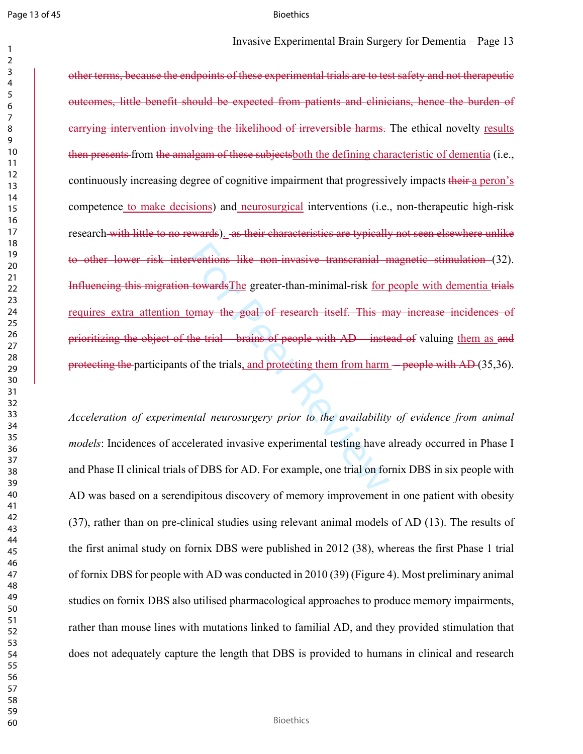~~other terms, because the endpoints of these experimental trials are to test safety and not therapeutic outcomes, little benefit should be expected from patients and clinicians, hence the burden of carrying intervention involving the likelihood of irreversible harms.~~ The ethical novelty results ~~then presents~~ from ~~the amalgam of these subjects~~both the defining characteristic of dementia (i.e., continuously increasing degree of cognitive impairment that progressively impacts ~~their~~ a peron's competence to make decisions) and neurosurgical interventions (i.e., non-therapeutic high-risk research ~~with little to no rewards~~). ~~as their characteristics are typically not seen elsewhere unlike to other lower risk interventions like non-invasive transcranial magnetic stimulation~~ (32). ~~Influencing this migration towards~~The greater-than-minimal-risk for people with dementia ~~trials~~ requires extra attention to~~may the goal of research itself. This may increase incidences of prioritizing the object of the trial – brains of people with AD – instead of~~ valuing them as ~~and protecting the~~ participants of the trials, and protecting them from harm ~~– people with AD~~ (35,36).

*Acceleration of experimental neurosurgery prior to the availability of evidence from animal models*: Incidences of accelerated invasive experimental testing have already occurred in Phase I and Phase II clinical trials of DBS for AD. For example, one trial on fornix DBS in six people with AD was based on a serendipitous discovery of memory improvement in one patient with obesity (37), rather than on pre-clinical studies using relevant animal models of AD (13). The results of the first animal study on fornix DBS were published in 2012 (38), whereas the first Phase 1 trial of fornix DBS for people with AD was conducted in 2010 (39) (Figure 4). Most preliminary animal studies on fornix DBS also utilised pharmacological approaches to produce memory impairments, rather than mouse lines with mutations linked to familial AD, and they provided stimulation that does not adequately capture the length that DBS is provided to humans in clinical and research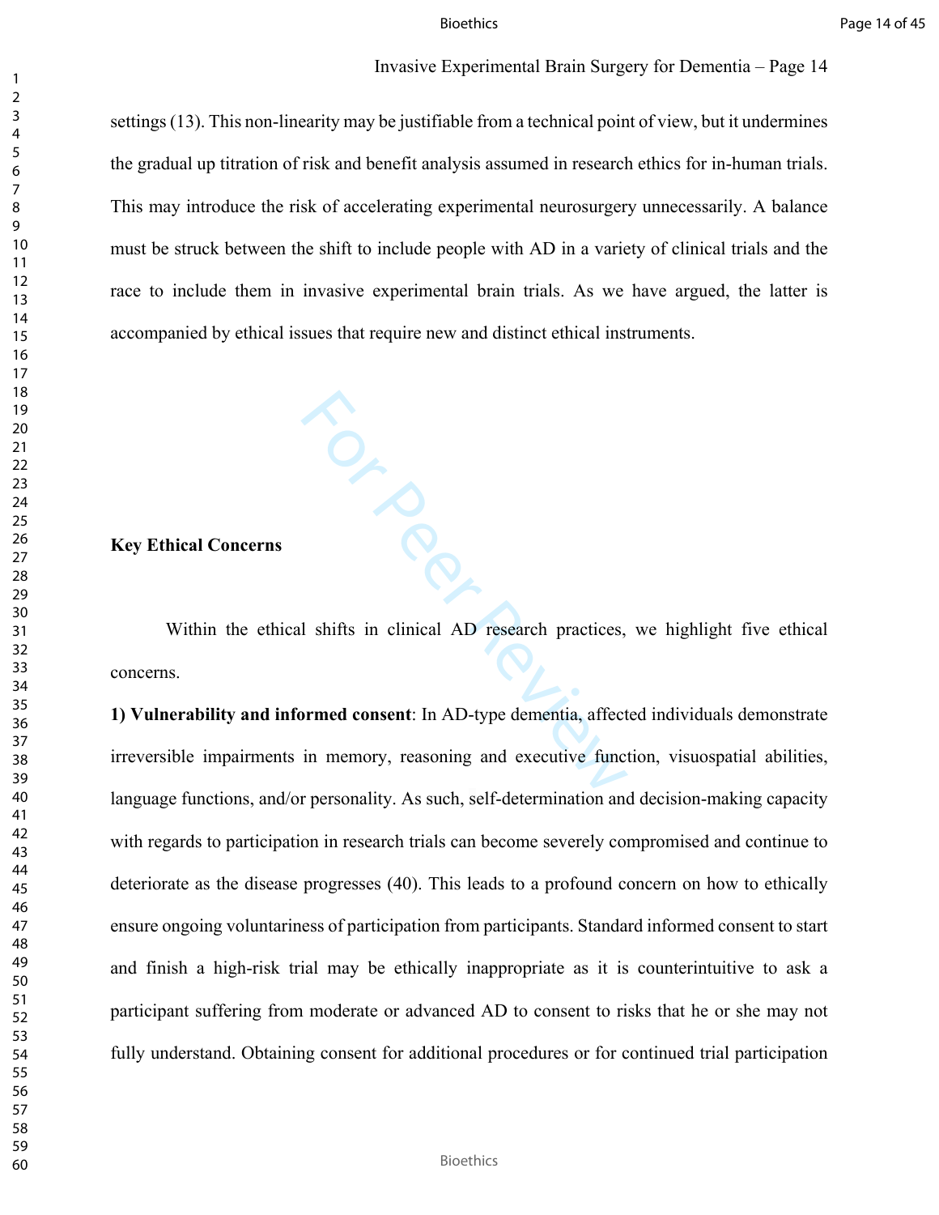settings (13). This non-linearity may be justifiable from a technical point of view, but it undermines the gradual up titration of risk and benefit analysis assumed in research ethics for in-human trials. This may introduce the risk of accelerating experimental neurosurgery unnecessarily. A balance must be struck between the shift to include people with AD in a variety of clinical trials and the race to include them in invasive experimental brain trials. As we have argued, the latter is accompanied by ethical issues that require new and distinct ethical instruments.

## Key Ethical Concerns

Within the ethical shifts in clinical AD research practices, we highlight five ethical concerns.

**1) Vulnerability and informed consent**: In AD-type dementia, affected individuals demonstrate irreversible impairments in memory, reasoning and executive function, visuospatial abilities, language functions, and/or personality. As such, self-determination and decision-making capacity with regards to participation in research trials can become severely compromised and continue to deteriorate as the disease progresses (40). This leads to a profound concern on how to ethically ensure ongoing voluntariness of participation from participants. Standard informed consent to start and finish a high-risk trial may be ethically inappropriate as it is counterintuitive to ask a participant suffering from moderate or advanced AD to consent to risks that he or she may not fully understand. Obtaining consent for additional procedures or for continued trial participation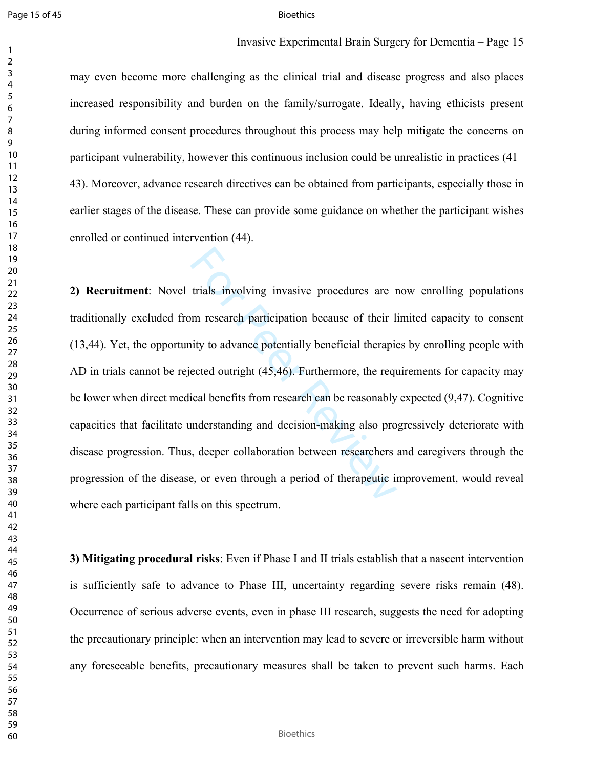may even become more challenging as the clinical trial and disease progress and also places increased responsibility and burden on the family/surrogate. Ideally, having ethicists present during informed consent procedures throughout this process may help mitigate the concerns on participant vulnerability, however this continuous inclusion could be unrealistic in practices (41–43). Moreover, advance research directives can be obtained from participants, especially those in earlier stages of the disease. These can provide some guidance on whether the participant wishes enrolled or continued intervention (44).

**2) Recruitment**: Novel trials involving invasive procedures are now enrolling populations traditionally excluded from research participation because of their limited capacity to consent (13,44). Yet, the opportunity to advance potentially beneficial therapies by enrolling people with AD in trials cannot be rejected outright (45,46). Furthermore, the requirements for capacity may be lower when direct medical benefits from research can be reasonably expected (9,47). Cognitive capacities that facilitate understanding and decision-making also progressively deteriorate with disease progression. Thus, deeper collaboration between researchers and caregivers through the progression of the disease, or even through a period of therapeutic improvement, would reveal where each participant falls on this spectrum.

**3) Mitigating procedural risks**: Even if Phase I and II trials establish that a nascent intervention is sufficiently safe to advance to Phase III, uncertainty regarding severe risks remain (48). Occurrence of serious adverse events, even in phase III research, suggests the need for adopting the precautionary principle: when an intervention may lead to severe or irreversible harm without any foreseeable benefits, precautionary measures shall be taken to prevent such harms. Each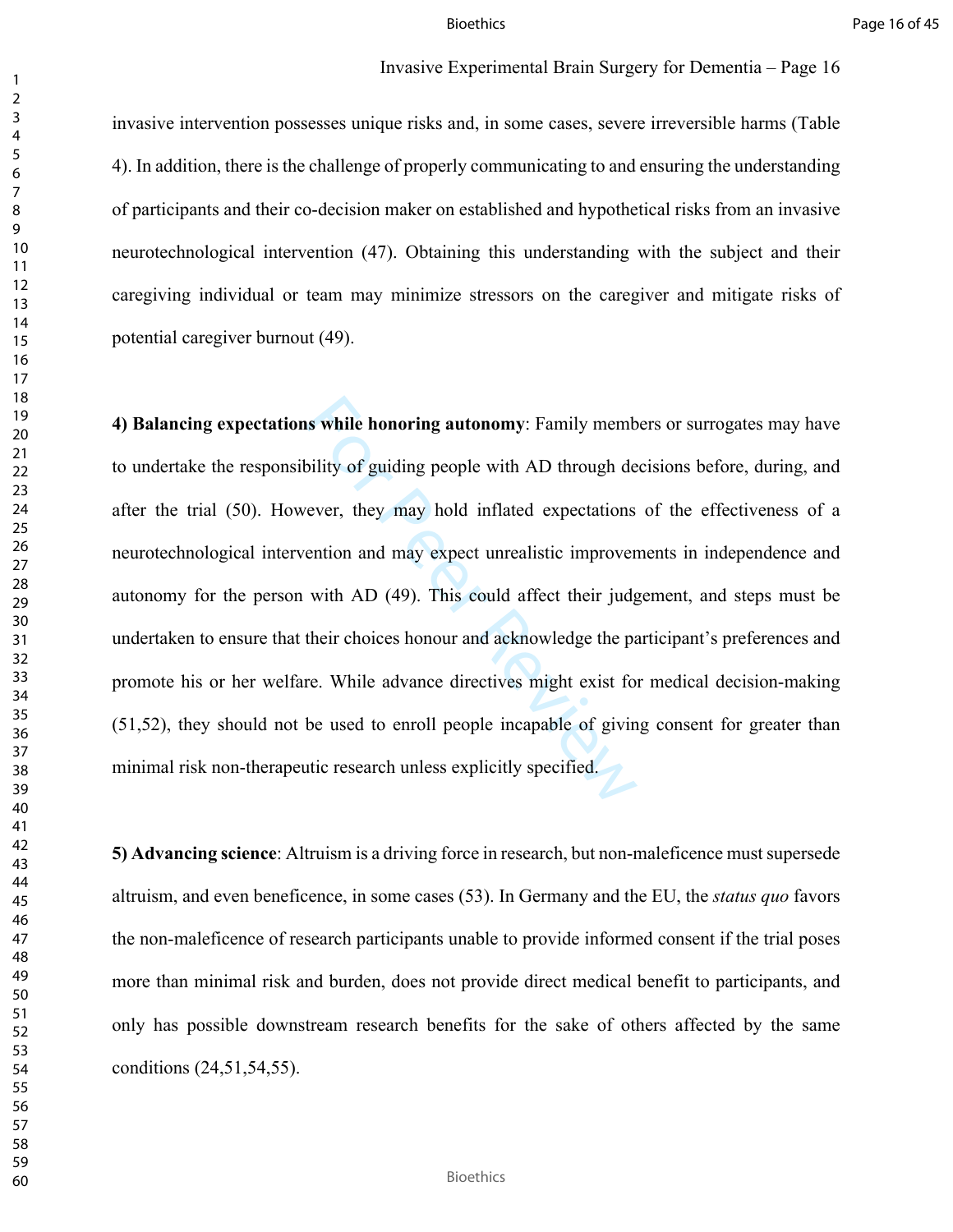invasive intervention possesses unique risks and, in some cases, severe irreversible harms (Table 4). In addition, there is the challenge of properly communicating to and ensuring the understanding of participants and their co-decision maker on established and hypothetical risks from an invasive neurotechnological intervention (47). Obtaining this understanding with the subject and their caregiving individual or team may minimize stressors on the caregiver and mitigate risks of potential caregiver burnout (49).

**4) Balancing expectations while honoring autonomy**: Family members or surrogates may have to undertake the responsibility of guiding people with AD through decisions before, during, and after the trial (50). However, they may hold inflated expectations of the effectiveness of a neurotechnological intervention and may expect unrealistic improvements in independence and autonomy for the person with AD (49). This could affect their judgement, and steps must be undertaken to ensure that their choices honour and acknowledge the participant's preferences and promote his or her welfare. While advance directives might exist for medical decision-making (51,52), they should not be used to enroll people incapable of giving consent for greater than minimal risk non-therapeutic research unless explicitly specified.

**5) Advancing science**: Altruism is a driving force in research, but non-maleficence must supersede altruism, and even beneficence, in some cases (53). In Germany and the EU, the *status quo* favors the non-maleficence of research participants unable to provide informed consent if the trial poses more than minimal risk and burden, does not provide direct medical benefit to participants, and only has possible downstream research benefits for the sake of others affected by the same conditions (24,51,54,55).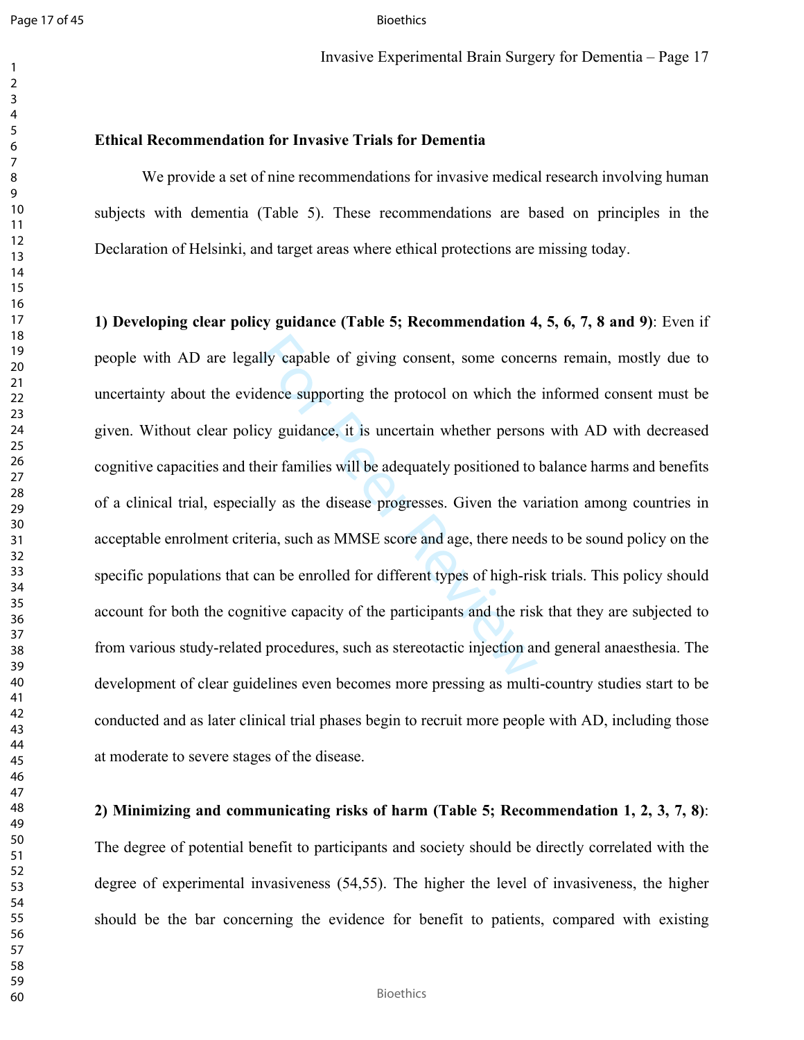## Ethical Recommendation for Invasive Trials for Dementia

We provide a set of nine recommendations for invasive medical research involving human subjects with dementia (Table 5). These recommendations are based on principles in the Declaration of Helsinki, and target areas where ethical protections are missing today.

**1) Developing clear policy guidance (Table 5; Recommendation 4, 5, 6, 7, 8 and 9)**: Even if people with AD are legally capable of giving consent, some concerns remain, mostly due to uncertainty about the evidence supporting the protocol on which the informed consent must be given. Without clear policy guidance, it is uncertain whether persons with AD with decreased cognitive capacities and their families will be adequately positioned to balance harms and benefits of a clinical trial, especially as the disease progresses. Given the variation among countries in acceptable enrolment criteria, such as MMSE score and age, there needs to be sound policy on the specific populations that can be enrolled for different types of high-risk trials. This policy should account for both the cognitive capacity of the participants and the risk that they are subjected to from various study-related procedures, such as stereotactic injection and general anaesthesia. The development of clear guidelines even becomes more pressing as multi-country studies start to be conducted and as later clinical trial phases begin to recruit more people with AD, including those at moderate to severe stages of the disease.

**2) Minimizing and communicating risks of harm (Table 5; Recommendation 1, 2, 3, 7, 8)**: The degree of potential benefit to participants and society should be directly correlated with the degree of experimental invasiveness (54,55). The higher the level of invasiveness, the higher should be the bar concerning the evidence for benefit to patients, compared with existing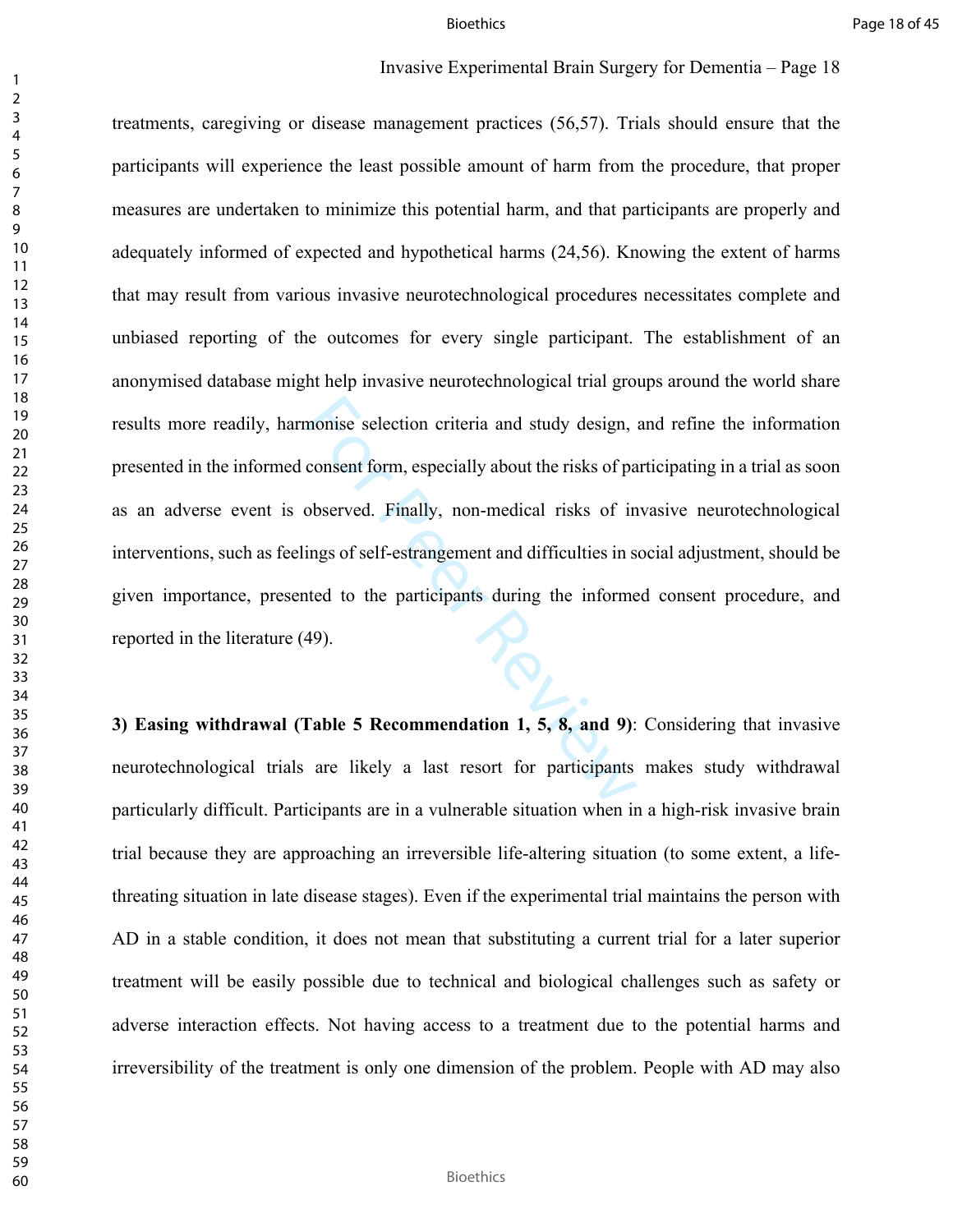treatments, caregiving or disease management practices (56,57). Trials should ensure that the participants will experience the least possible amount of harm from the procedure, that proper measures are undertaken to minimize this potential harm, and that participants are properly and adequately informed of expected and hypothetical harms (24,56). Knowing the extent of harms that may result from various invasive neurotechnological procedures necessitates complete and unbiased reporting of the outcomes for every single participant. The establishment of an anonymised database might help invasive neurotechnological trial groups around the world share results more readily, harmonise selection criteria and study design, and refine the information presented in the informed consent form, especially about the risks of participating in a trial as soon as an adverse event is observed. Finally, non-medical risks of invasive neurotechnological interventions, such as feelings of self-estrangement and difficulties in social adjustment, should be given importance, presented to the participants during the informed consent procedure, and reported in the literature (49).

**3) Easing withdrawal (Table 5 Recommendation 1, 5, 8, and 9)**: Considering that invasive neurotechnological trials are likely a last resort for participants makes study withdrawal particularly difficult. Participants are in a vulnerable situation when in a high-risk invasive brain trial because they are approaching an irreversible life-altering situation (to some extent, a life-threating situation in late disease stages). Even if the experimental trial maintains the person with AD in a stable condition, it does not mean that substituting a current trial for a later superior treatment will be easily possible due to technical and biological challenges such as safety or adverse interaction effects. Not having access to a treatment due to the potential harms and irreversibility of the treatment is only one dimension of the problem. People with AD may also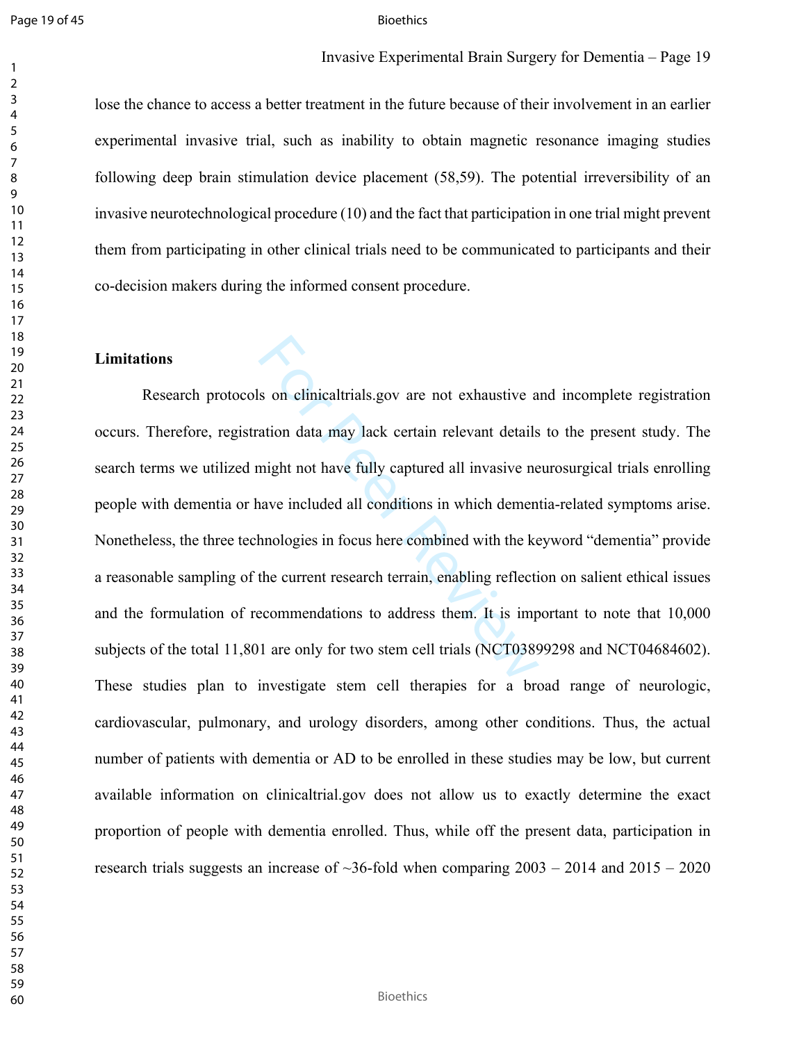lose the chance to access a better treatment in the future because of their involvement in an earlier experimental invasive trial, such as inability to obtain magnetic resonance imaging studies following deep brain stimulation device placement (58,59). The potential irreversibility of an invasive neurotechnological procedure (10) and the fact that participation in one trial might prevent them from participating in other clinical trials need to be communicated to participants and their co-decision makers during the informed consent procedure.

**Limitations**

Research protocols on clinicaltrials.gov are not exhaustive and incomplete registration occurs. Therefore, registration data may lack certain relevant details to the present study. The search terms we utilized might not have fully captured all invasive neurosurgical trials enrolling people with dementia or have included all conditions in which dementia-related symptoms arise. Nonetheless, the three technologies in focus here combined with the keyword "dementia" provide a reasonable sampling of the current research terrain, enabling reflection on salient ethical issues and the formulation of recommendations to address them. It is important to note that 10,000 subjects of the total 11,801 are only for two stem cell trials (NCT03899298 and NCT04684602). These studies plan to investigate stem cell therapies for a broad range of neurologic, cardiovascular, pulmonary, and urology disorders, among other conditions. Thus, the actual number of patients with dementia or AD to be enrolled in these studies may be low, but current available information on clinicaltrial.gov does not allow us to exactly determine the exact proportion of people with dementia enrolled. Thus, while off the present data, participation in research trials suggests an increase of ~36-fold when comparing 2003 – 2014 and 2015 – 2020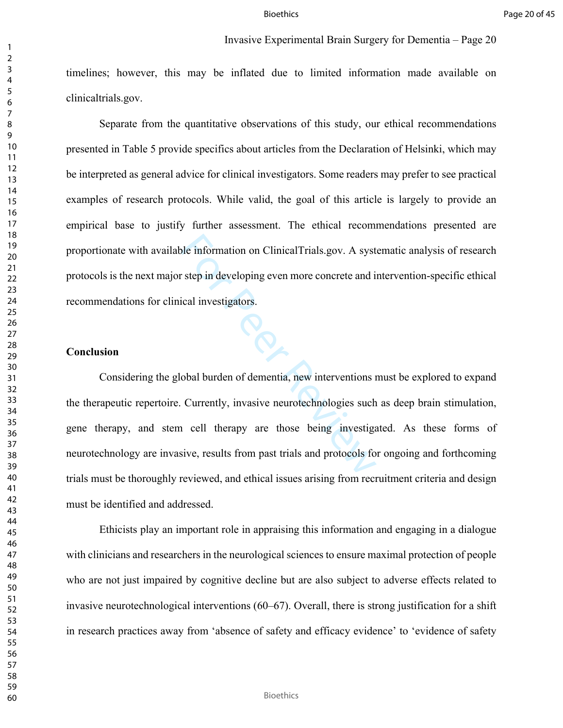timelines; however, this may be inflated due to limited information made available on clinicaltrials.gov.

Separate from the quantitative observations of this study, our ethical recommendations presented in Table 5 provide specifics about articles from the Declaration of Helsinki, which may be interpreted as general advice for clinical investigators. Some readers may prefer to see practical examples of research protocols. While valid, the goal of this article is largely to provide an empirical base to justify further assessment. The ethical recommendations presented are proportionate with available information on ClinicalTrials.gov. A systematic analysis of research protocols is the next major step in developing even more concrete and intervention-specific ethical recommendations for clinical investigators.

**Conclusion**

Considering the global burden of dementia, new interventions must be explored to expand the therapeutic repertoire. Currently, invasive neurotechnologies such as deep brain stimulation, gene therapy, and stem cell therapy are those being investigated. As these forms of neurotechnology are invasive, results from past trials and protocols for ongoing and forthcoming trials must be thoroughly reviewed, and ethical issues arising from recruitment criteria and design must be identified and addressed.

Ethicists play an important role in appraising this information and engaging in a dialogue with clinicians and researchers in the neurological sciences to ensure maximal protection of people who are not just impaired by cognitive decline but are also subject to adverse effects related to invasive neurotechnological interventions (60–67). Overall, there is strong justification for a shift in research practices away from 'absence of safety and efficacy evidence' to 'evidence of safety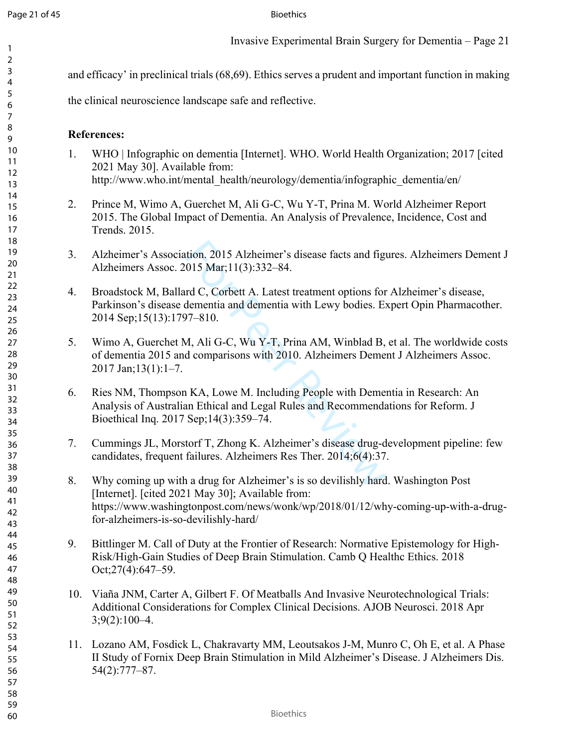and efficacy' in preclinical trials (68,69). Ethics serves a prudent and important function in making the clinical neuroscience landscape safe and reflective.

**References:**

1. WHO | Infographic on dementia [Internet]. WHO. World Health Organization; 2017 [cited 2021 May 30]. Available from: http://www.who.int/mental_health/neurology/dementia/infographic_dementia/en/

2. Prince M, Wimo A, Guerchet M, Ali G-C, Wu Y-T, Prina M. World Alzheimer Report 2015. The Global Impact of Dementia. An Analysis of Prevalence, Incidence, Cost and Trends. 2015.

3. Alzheimer's Association. 2015 Alzheimer's disease facts and figures. Alzheimers Dement J Alzheimers Assoc. 2015 Mar;11(3):332–84.

4. Broadstock M, Ballard C, Corbett A. Latest treatment options for Alzheimer's disease, Parkinson's disease dementia and dementia with Lewy bodies. Expert Opin Pharmacother. 2014 Sep;15(13):1797–810.

5. Wimo A, Guerchet M, Ali G-C, Wu Y-T, Prina AM, Winblad B, et al. The worldwide costs of dementia 2015 and comparisons with 2010. Alzheimers Dement J Alzheimers Assoc. 2017 Jan;13(1):1–7.

6. Ries NM, Thompson KA, Lowe M. Including People with Dementia in Research: An Analysis of Australian Ethical and Legal Rules and Recommendations for Reform. J Bioethical Inq. 2017 Sep;14(3):359–74.

7. Cummings JL, Morstorf T, Zhong K. Alzheimer's disease drug-development pipeline: few candidates, frequent failures. Alzheimers Res Ther. 2014;6(4):37.

8. Why coming up with a drug for Alzheimer's is so devilishly hard. Washington Post [Internet]. [cited 2021 May 30]; Available from: https://www.washingtonpost.com/news/wonk/wp/2018/01/12/why-coming-up-with-a-drug-for-alzheimers-is-so-devilishly-hard/

9. Bittlinger M. Call of Duty at the Frontier of Research: Normative Epistemology for High-Risk/High-Gain Studies of Deep Brain Stimulation. Camb Q Healthc Ethics. 2018 Oct;27(4):647–59.

10. Viaña JNM, Carter A, Gilbert F. Of Meatballs And Invasive Neurotechnological Trials: Additional Considerations for Complex Clinical Decisions. AJOB Neurosci. 2018 Apr 3;9(2):100–4.

11. Lozano AM, Fosdick L, Chakravarty MM, Leoutsakos J-M, Munro C, Oh E, et al. A Phase II Study of Fornix Deep Brain Stimulation in Mild Alzheimer's Disease. J Alzheimers Dis. 54(2):777–87.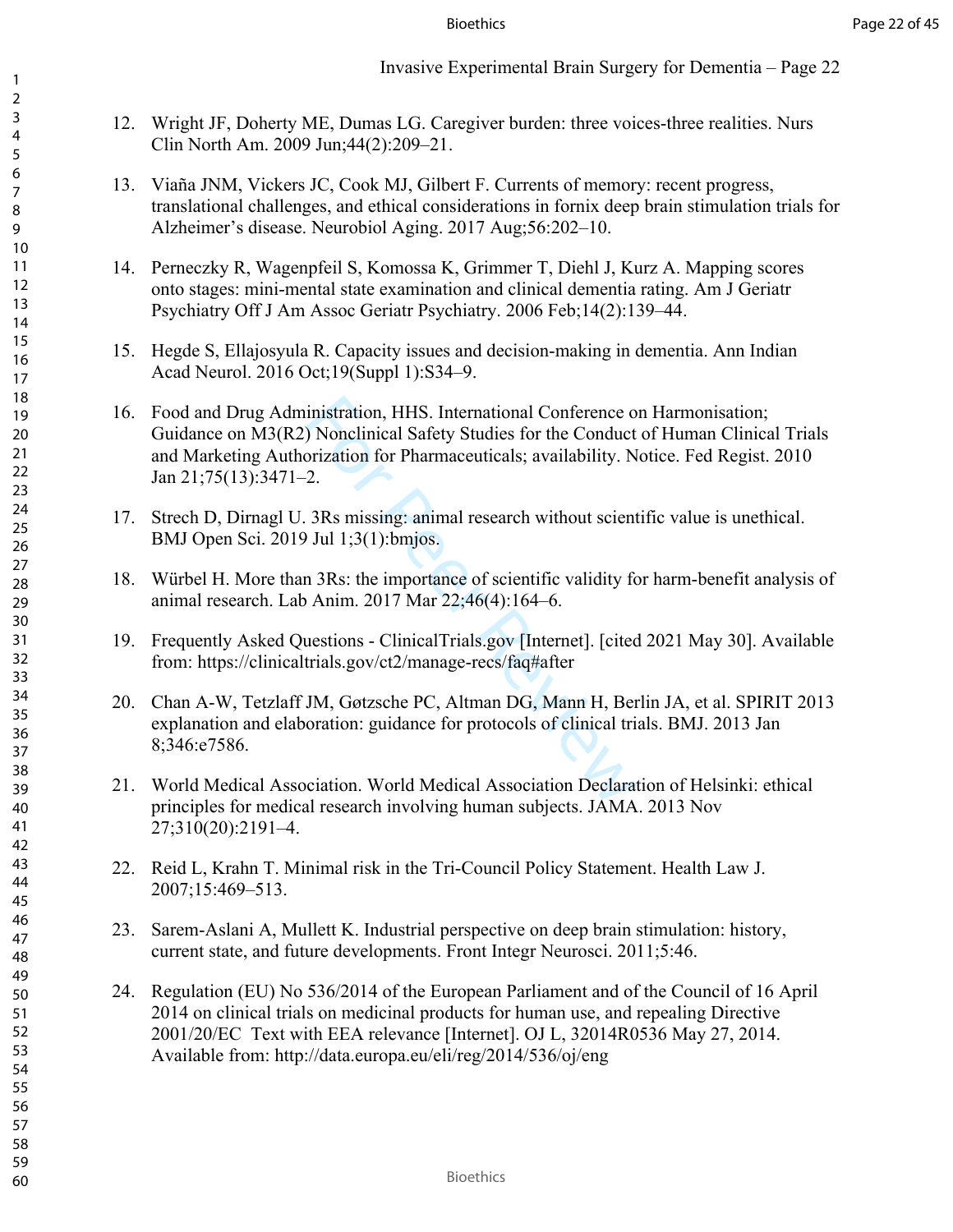12. Wright JF, Doherty ME, Dumas LG. Caregiver burden: three voices-three realities. Nurs Clin North Am. 2009 Jun;44(2):209–21.

13. Viaña JNM, Vickers JC, Cook MJ, Gilbert F. Currents of memory: recent progress, translational challenges, and ethical considerations in fornix deep brain stimulation trials for Alzheimer's disease. Neurobiol Aging. 2017 Aug;56:202–10.

14. Perneczky R, Wagenpfeil S, Komossa K, Grimmer T, Diehl J, Kurz A. Mapping scores onto stages: mini-mental state examination and clinical dementia rating. Am J Geriatr Psychiatry Off J Am Assoc Geriatr Psychiatry. 2006 Feb;14(2):139–44.

15. Hegde S, Ellajosyula R. Capacity issues and decision-making in dementia. Ann Indian Acad Neurol. 2016 Oct;19(Suppl 1):S34–9.

16. Food and Drug Administration, HHS. International Conference on Harmonisation; Guidance on M3(R2) Nonclinical Safety Studies for the Conduct of Human Clinical Trials and Marketing Authorization for Pharmaceuticals; availability. Notice. Fed Regist. 2010 Jan 21;75(13):3471–2.

17. Strech D, Dirnagl U. 3Rs missing: animal research without scientific value is unethical. BMJ Open Sci. 2019 Jul 1;3(1):bmjos.

18. Würbel H. More than 3Rs: the importance of scientific validity for harm-benefit analysis of animal research. Lab Anim. 2017 Mar 22;46(4):164–6.

19. Frequently Asked Questions - ClinicalTrials.gov [Internet]. [cited 2021 May 30]. Available from: https://clinicaltrials.gov/ct2/manage-recs/faq#after

20. Chan A-W, Tetzlaff JM, Gøtzsche PC, Altman DG, Mann H, Berlin JA, et al. SPIRIT 2013 explanation and elaboration: guidance for protocols of clinical trials. BMJ. 2013 Jan 8;346:e7586.

21. World Medical Association. World Medical Association Declaration of Helsinki: ethical principles for medical research involving human subjects. JAMA. 2013 Nov 27;310(20):2191–4.

22. Reid L, Krahn T. Minimal risk in the Tri-Council Policy Statement. Health Law J. 2007;15:469–513.

23. Sarem-Aslani A, Mullett K. Industrial perspective on deep brain stimulation: history, current state, and future developments. Front Integr Neurosci. 2011;5:46.

24. Regulation (EU) No 536/2014 of the European Parliament and of the Council of 16 April 2014 on clinical trials on medicinal products for human use, and repealing Directive 2001/20/EC Text with EEA relevance [Internet]. OJ L, 32014R0536 May 27, 2014. Available from: http://data.europa.eu/eli/reg/2014/536/oj/eng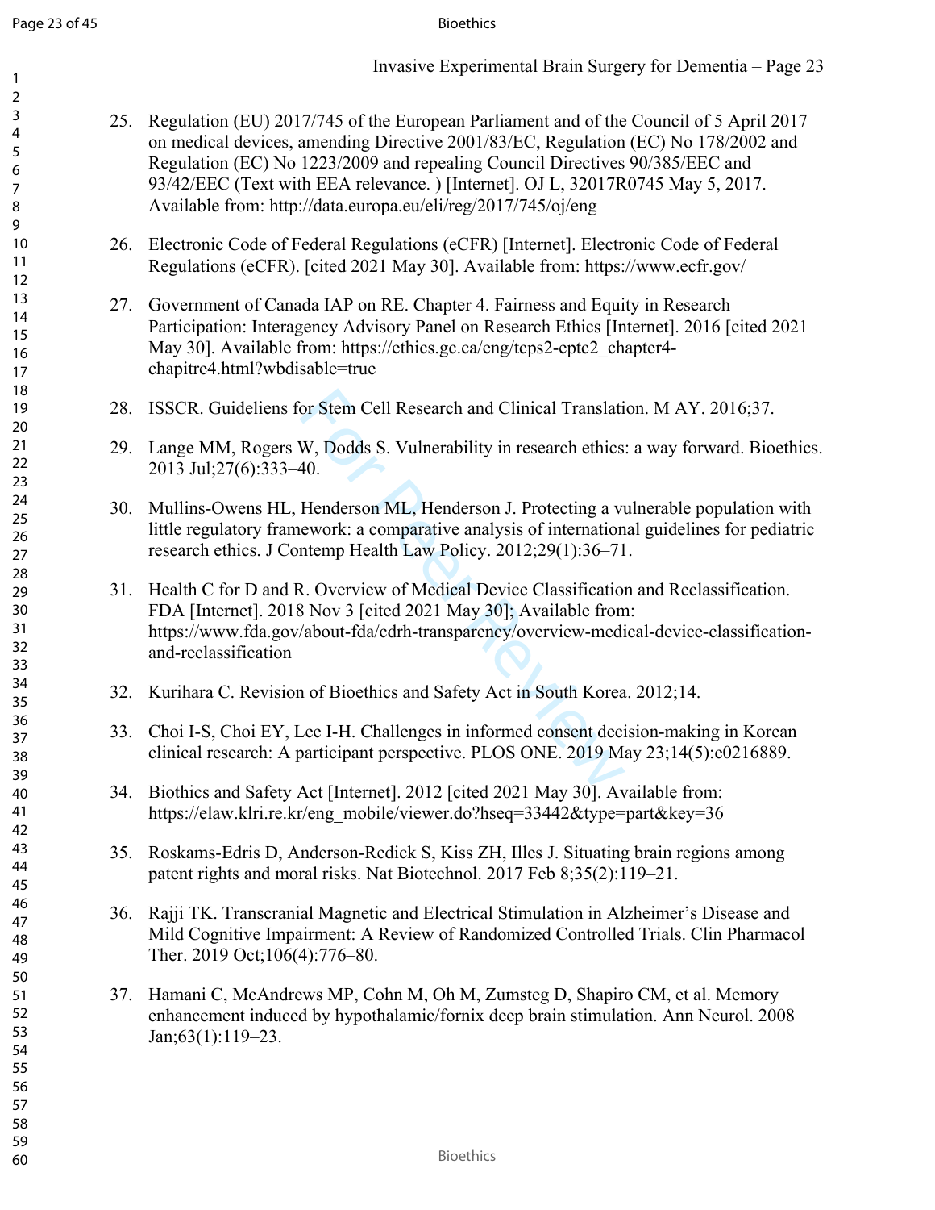25. Regulation (EU) 2017/745 of the European Parliament and of the Council of 5 April 2017 on medical devices, amending Directive 2001/83/EC, Regulation (EC) No 178/2002 and Regulation (EC) No 1223/2009 and repealing Council Directives 90/385/EEC and 93/42/EEC (Text with EEA relevance. ) [Internet]. OJ L, 32017R0745 May 5, 2017. Available from: http://data.europa.eu/eli/reg/2017/745/oj/eng

26. Electronic Code of Federal Regulations (eCFR) [Internet]. Electronic Code of Federal Regulations (eCFR). [cited 2021 May 30]. Available from: https://www.ecfr.gov/

27. Government of Canada IAP on RE. Chapter 4. Fairness and Equity in Research Participation: Interagency Advisory Panel on Research Ethics [Internet]. 2016 [cited 2021 May 30]. Available from: https://ethics.gc.ca/eng/tcps2-eptc2_chapter4-chapitre4.html?wbdisable=true

28. ISSCR. Guideliens for Stem Cell Research and Clinical Translation. M AY. 2016;37.

29. Lange MM, Rogers W, Dodds S. Vulnerability in research ethics: a way forward. Bioethics. 2013 Jul;27(6):333–40.

30. Mullins-Owens HL, Henderson ML, Henderson J. Protecting a vulnerable population with little regulatory framework: a comparative analysis of international guidelines for pediatric research ethics. J Contemp Health Law Policy. 2012;29(1):36–71.

31. Health C for D and R. Overview of Medical Device Classification and Reclassification. FDA [Internet]. 2018 Nov 3 [cited 2021 May 30]; Available from: https://www.fda.gov/about-fda/cdrh-transparency/overview-medical-device-classification-and-reclassification

32. Kurihara C. Revision of Bioethics and Safety Act in South Korea. 2012;14.

33. Choi I-S, Choi EY, Lee I-H. Challenges in informed consent decision-making in Korean clinical research: A participant perspective. PLOS ONE. 2019 May 23;14(5):e0216889.

34. Biothics and Safety Act [Internet]. 2012 [cited 2021 May 30]. Available from: https://elaw.klri.re.kr/eng_mobile/viewer.do?hseq=33442&type=part&key=36

35. Roskams-Edris D, Anderson-Redick S, Kiss ZH, Illes J. Situating brain regions among patent rights and moral risks. Nat Biotechnol. 2017 Feb 8;35(2):119–21.

36. Rajji TK. Transcranial Magnetic and Electrical Stimulation in Alzheimer's Disease and Mild Cognitive Impairment: A Review of Randomized Controlled Trials. Clin Pharmacol Ther. 2019 Oct;106(4):776–80.

37. Hamani C, McAndrews MP, Cohn M, Oh M, Zumsteg D, Shapiro CM, et al. Memory enhancement induced by hypothalamic/fornix deep brain stimulation. Ann Neurol. 2008 Jan;63(1):119–23.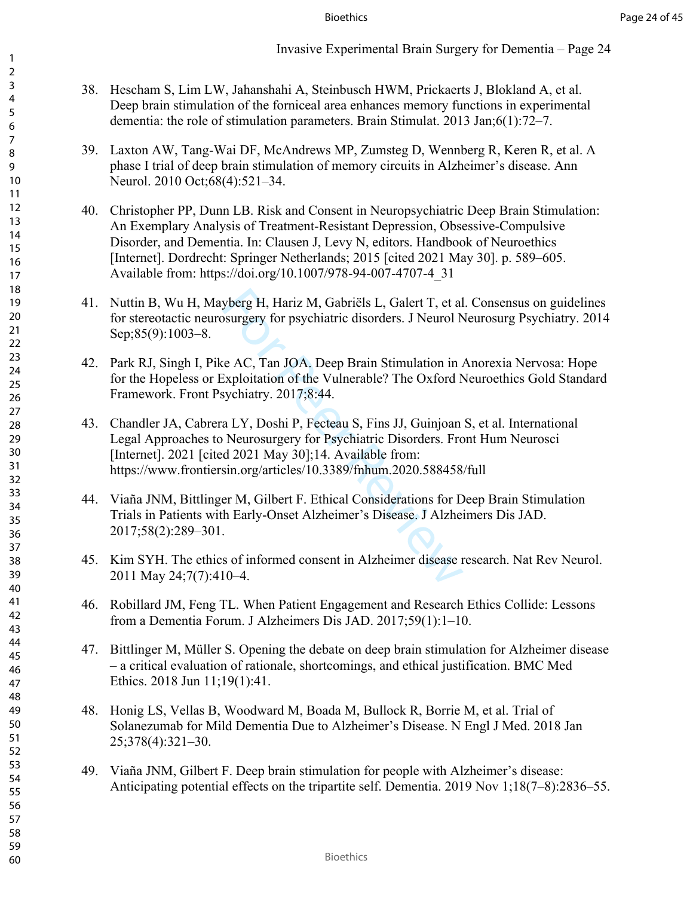38. Hescham S, Lim LW, Jahanshahi A, Steinbusch HWM, Prickaerts J, Blokland A, et al. Deep brain stimulation of the forniceal area enhances memory functions in experimental dementia: the role of stimulation parameters. Brain Stimulat. 2013 Jan;6(1):72–7.

39. Laxton AW, Tang-Wai DF, McAndrews MP, Zumsteg D, Wennberg R, Keren R, et al. A phase I trial of deep brain stimulation of memory circuits in Alzheimer's disease. Ann Neurol. 2010 Oct;68(4):521–34.

40. Christopher PP, Dunn LB. Risk and Consent in Neuropsychiatric Deep Brain Stimulation: An Exemplary Analysis of Treatment-Resistant Depression, Obsessive-Compulsive Disorder, and Dementia. In: Clausen J, Levy N, editors. Handbook of Neuroethics [Internet]. Dordrecht: Springer Netherlands; 2015 [cited 2021 May 30]. p. 589–605. Available from: https://doi.org/10.1007/978-94-007-4707-4_31

41. Nuttin B, Wu H, Mayberg H, Hariz M, Gabriëls L, Galert T, et al. Consensus on guidelines for stereotactic neurosurgery for psychiatric disorders. J Neurol Neurosurg Psychiatry. 2014 Sep;85(9):1003–8.

42. Park RJ, Singh I, Pike AC, Tan JOA. Deep Brain Stimulation in Anorexia Nervosa: Hope for the Hopeless or Exploitation of the Vulnerable? The Oxford Neuroethics Gold Standard Framework. Front Psychiatry. 2017;8:44.

43. Chandler JA, Cabrera LY, Doshi P, Fecteau S, Fins JJ, Guinjoan S, et al. International Legal Approaches to Neurosurgery for Psychiatric Disorders. Front Hum Neurosci [Internet]. 2021 [cited 2021 May 30];14. Available from: https://www.frontiersin.org/articles/10.3389/fnhum.2020.588458/full

44. Viaña JNM, Bittlinger M, Gilbert F. Ethical Considerations for Deep Brain Stimulation Trials in Patients with Early-Onset Alzheimer's Disease. J Alzheimers Dis JAD. 2017;58(2):289–301.

45. Kim SYH. The ethics of informed consent in Alzheimer disease research. Nat Rev Neurol. 2011 May 24;7(7):410–4.

46. Robillard JM, Feng TL. When Patient Engagement and Research Ethics Collide: Lessons from a Dementia Forum. J Alzheimers Dis JAD. 2017;59(1):1–10.

47. Bittlinger M, Müller S. Opening the debate on deep brain stimulation for Alzheimer disease – a critical evaluation of rationale, shortcomings, and ethical justification. BMC Med Ethics. 2018 Jun 11;19(1):41.

48. Honig LS, Vellas B, Woodward M, Boada M, Bullock R, Borrie M, et al. Trial of Solanezumab for Mild Dementia Due to Alzheimer's Disease. N Engl J Med. 2018 Jan 25;378(4):321–30.

49. Viaña JNM, Gilbert F. Deep brain stimulation for people with Alzheimer's disease: Anticipating potential effects on the tripartite self. Dementia. 2019 Nov 1;18(7–8):2836–55.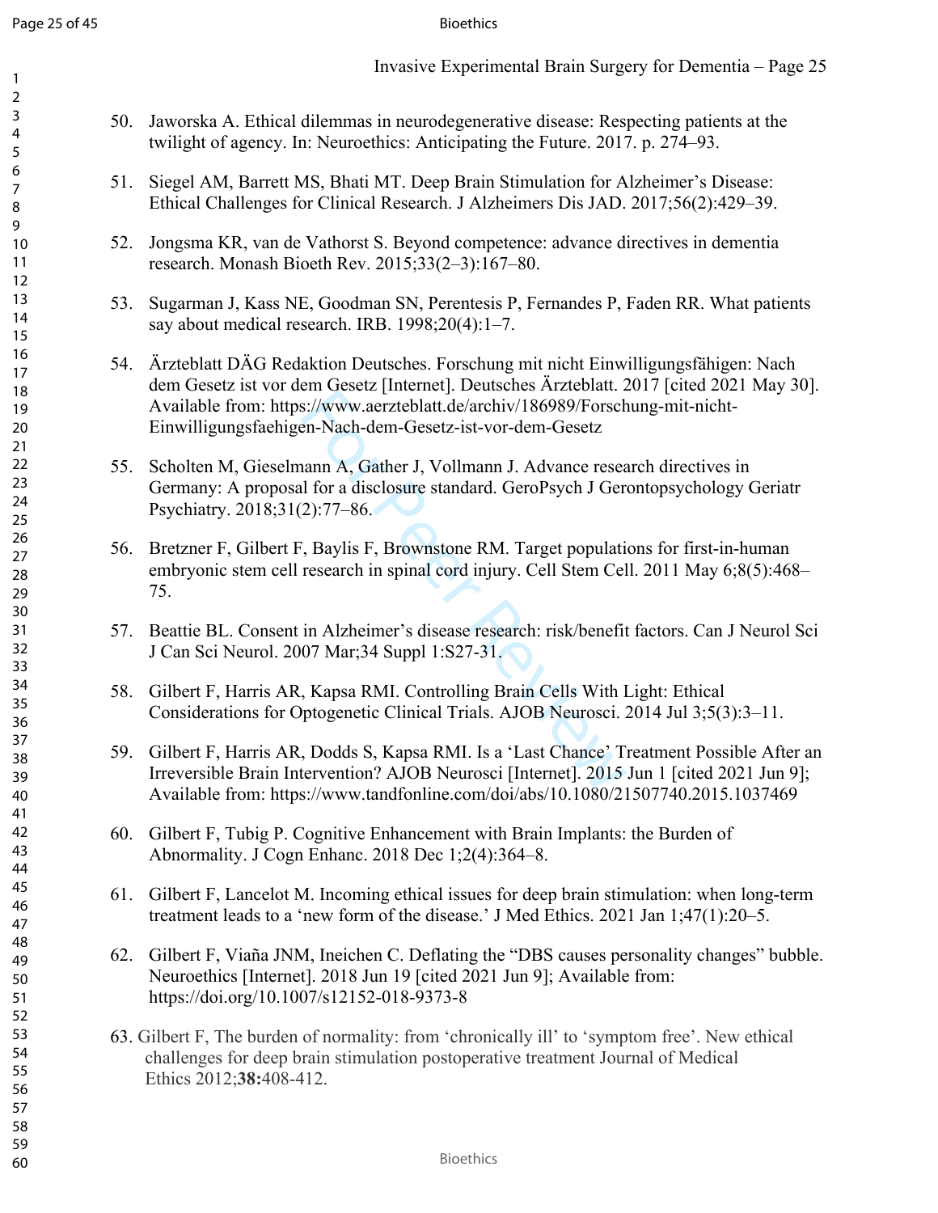50. Jaworska A. Ethical dilemmas in neurodegenerative disease: Respecting patients at the twilight of agency. In: Neuroethics: Anticipating the Future. 2017. p. 274–93.

51. Siegel AM, Barrett MS, Bhati MT. Deep Brain Stimulation for Alzheimer's Disease: Ethical Challenges for Clinical Research. J Alzheimers Dis JAD. 2017;56(2):429–39.

52. Jongsma KR, van de Vathorst S. Beyond competence: advance directives in dementia research. Monash Bioeth Rev. 2015;33(2–3):167–80.

53. Sugarman J, Kass NE, Goodman SN, Perentesis P, Fernandes P, Faden RR. What patients say about medical research. IRB. 1998;20(4):1–7.

54. Ärzteblatt DÄG Redaktion Deutsches. Forschung mit nicht Einwilligungsfähigen: Nach dem Gesetz ist vor dem Gesetz [Internet]. Deutsches Ärzteblatt. 2017 [cited 2021 May 30]. Available from: https://www.aerzteblatt.de/archiv/186989/Forschung-mit-nicht-Einwilligungsfaehigen-Nach-dem-Gesetz-ist-vor-dem-Gesetz

55. Scholten M, Gieselmann A, Gather J, Vollmann J. Advance research directives in Germany: A proposal for a disclosure standard. GeroPsych J Gerontopsychology Geriatr Psychiatry. 2018;31(2):77–86.

56. Bretzner F, Gilbert F, Baylis F, Brownstone RM. Target populations for first-in-human embryonic stem cell research in spinal cord injury. Cell Stem Cell. 2011 May 6;8(5):468–75.

57. Beattie BL. Consent in Alzheimer's disease research: risk/benefit factors. Can J Neurol Sci J Can Sci Neurol. 2007 Mar;34 Suppl 1:S27-31.

58. Gilbert F, Harris AR, Kapsa RMI. Controlling Brain Cells With Light: Ethical Considerations for Optogenetic Clinical Trials. AJOB Neurosci. 2014 Jul 3;5(3):3–11.

59. Gilbert F, Harris AR, Dodds S, Kapsa RMI. Is a 'Last Chance' Treatment Possible After an Irreversible Brain Intervention? AJOB Neurosci [Internet]. 2015 Jun 1 [cited 2021 Jun 9]; Available from: https://www.tandfonline.com/doi/abs/10.1080/21507740.2015.1037469

60. Gilbert F, Tubig P. Cognitive Enhancement with Brain Implants: the Burden of Abnormality. J Cogn Enhanc. 2018 Dec 1;2(4):364–8.

61. Gilbert F, Lancelot M. Incoming ethical issues for deep brain stimulation: when long-term treatment leads to a 'new form of the disease.' J Med Ethics. 2021 Jan 1;47(1):20–5.

62. Gilbert F, Viaña JNM, Ineichen C. Deflating the "DBS causes personality changes" bubble. Neuroethics [Internet]. 2018 Jun 19 [cited 2021 Jun 9]; Available from: https://doi.org/10.1007/s12152-018-9373-8

63. Gilbert F, The burden of normality: from 'chronically ill' to 'symptom free'. New ethical challenges for deep brain stimulation postoperative treatment Journal of Medical Ethics 2012;**38:**408-412.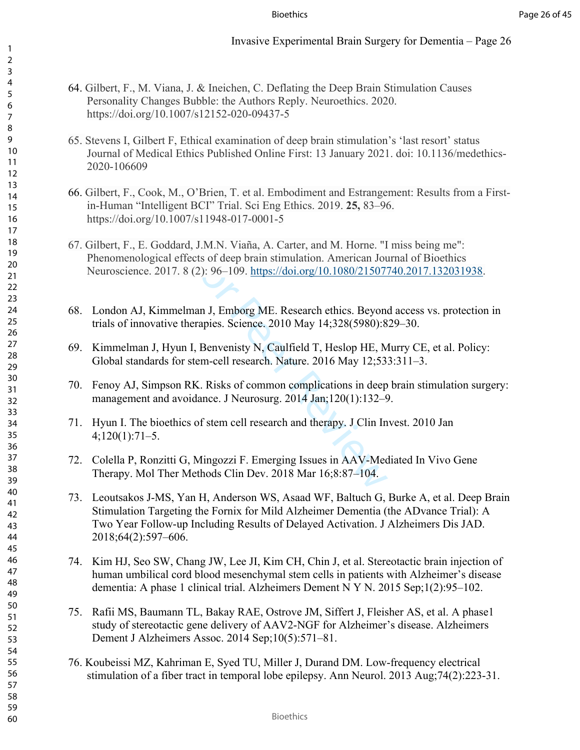64. Gilbert, F., M. Viana, J. & Ineichen, C. Deflating the Deep Brain Stimulation Causes Personality Changes Bubble: the Authors Reply. Neuroethics. 2020. https://doi.org/10.1007/s12152-020-09437-5

65. Stevens I, Gilbert F, Ethical examination of deep brain stimulation's 'last resort' status Journal of Medical Ethics Published Online First: 13 January 2021. doi: 10.1136/medethics-2020-106609

66. Gilbert, F., Cook, M., O'Brien, T. et al. Embodiment and Estrangement: Results from a First-in-Human "Intelligent BCI" Trial. Sci Eng Ethics. 2019. **25,** 83–96. https://doi.org/10.1007/s11948-017-0001-5

67. Gilbert, F., E. Goddard, J.M.N. Viaña, A. Carter, and M. Horne. "I miss being me": Phenomenological effects of deep brain stimulation. American Journal of Bioethics Neuroscience. 2017. 8 (2): 96–109. https://doi.org/10.1080/21507740.2017.132031938.

68. London AJ, Kimmelman J, Emborg ME. Research ethics. Beyond access vs. protection in trials of innovative therapies. Science. 2010 May 14;328(5980):829–30.

69. Kimmelman J, Hyun I, Benvenisty N, Caulfield T, Heslop HE, Murry CE, et al. Policy: Global standards for stem-cell research. Nature. 2016 May 12;533:311–3.

70. Fenoy AJ, Simpson RK. Risks of common complications in deep brain stimulation surgery: management and avoidance. J Neurosurg. 2014 Jan;120(1):132–9.

71. Hyun I. The bioethics of stem cell research and therapy. J Clin Invest. 2010 Jan 4;120(1):71–5.

72. Colella P, Ronzitti G, Mingozzi F. Emerging Issues in AAV-Mediated In Vivo Gene Therapy. Mol Ther Methods Clin Dev. 2018 Mar 16;8:87–104.

73. Leoutsakos J-MS, Yan H, Anderson WS, Asaad WF, Baltuch G, Burke A, et al. Deep Brain Stimulation Targeting the Fornix for Mild Alzheimer Dementia (the ADvance Trial): A Two Year Follow-up Including Results of Delayed Activation. J Alzheimers Dis JAD. 2018;64(2):597–606.

74. Kim HJ, Seo SW, Chang JW, Lee JI, Kim CH, Chin J, et al. Stereotactic brain injection of human umbilical cord blood mesenchymal stem cells in patients with Alzheimer's disease dementia: A phase 1 clinical trial. Alzheimers Dement N Y N. 2015 Sep;1(2):95–102.

75. Rafii MS, Baumann TL, Bakay RAE, Ostrove JM, Siffert J, Fleisher AS, et al. A phase1 study of stereotactic gene delivery of AAV2-NGF for Alzheimer's disease. Alzheimers Dement J Alzheimers Assoc. 2014 Sep;10(5):571–81.

76. Koubeissi MZ, Kahriman E, Syed TU, Miller J, Durand DM. Low-frequency electrical stimulation of a fiber tract in temporal lobe epilepsy. Ann Neurol. 2013 Aug;74(2):223-31.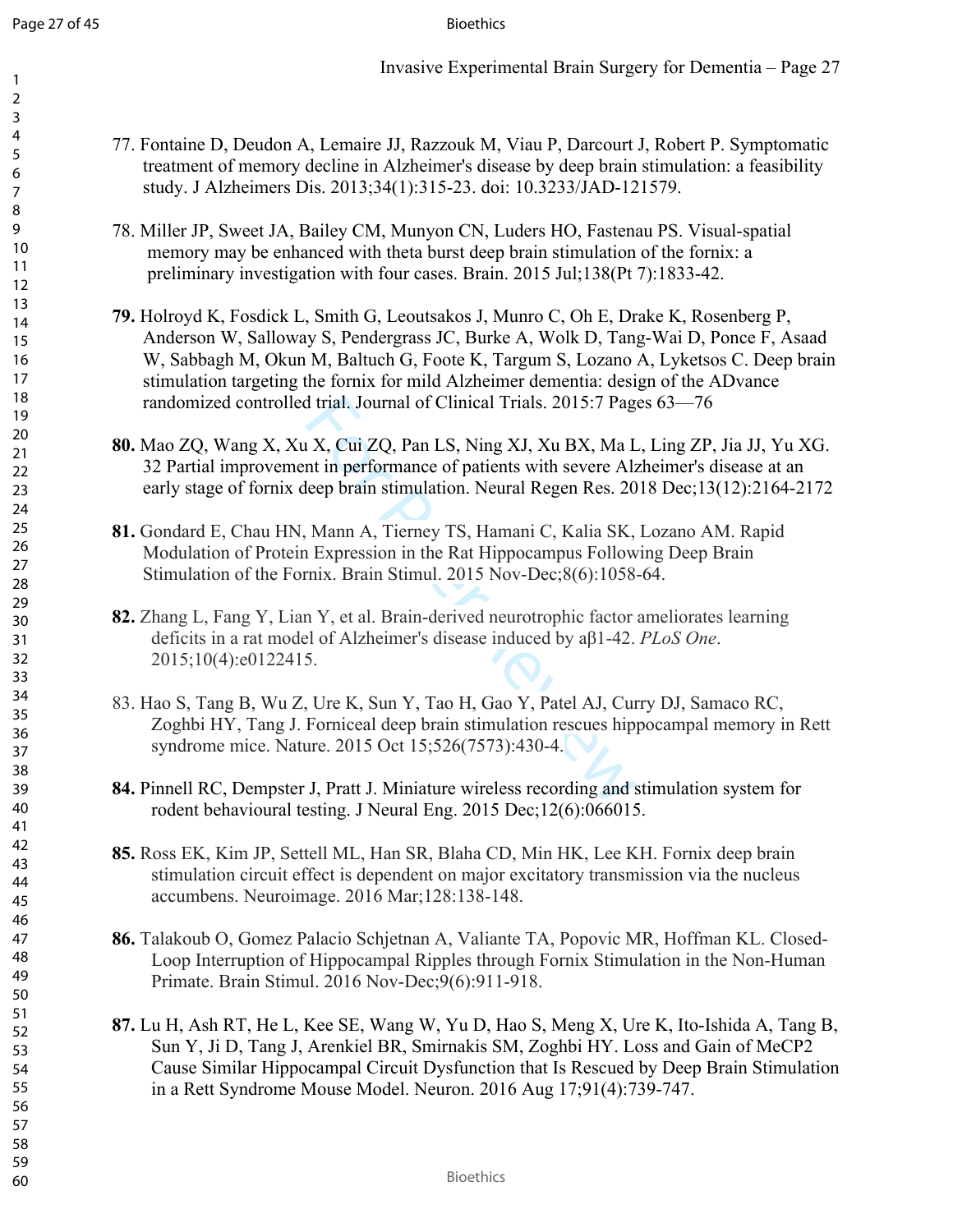77. Fontaine D, Deudon A, Lemaire JJ, Razzouk M, Viau P, Darcourt J, Robert P. Symptomatic treatment of memory decline in Alzheimer's disease by deep brain stimulation: a feasibility study. J Alzheimers Dis. 2013;34(1):315-23. doi: 10.3233/JAD-121579.

78. Miller JP, Sweet JA, Bailey CM, Munyon CN, Luders HO, Fastenau PS. Visual-spatial memory may be enhanced with theta burst deep brain stimulation of the fornix: a preliminary investigation with four cases. Brain. 2015 Jul;138(Pt 7):1833-42.

**79.** Holroyd K, Fosdick L, Smith G, Leoutsakos J, Munro C, Oh E, Drake K, Rosenberg P, Anderson W, Salloway S, Pendergrass JC, Burke A, Wolk D, Tang-Wai D, Ponce F, Asaad W, Sabbagh M, Okun M, Baltuch G, Foote K, Targum S, Lozano A, Lyketsos C. Deep brain stimulation targeting the fornix for mild Alzheimer dementia: design of the ADvance randomized controlled trial. Journal of Clinical Trials. 2015:7 Pages 63—76

**80.** Mao ZQ, Wang X, Xu X, Cui ZQ, Pan LS, Ning XJ, Xu BX, Ma L, Ling ZP, Jia JJ, Yu XG. 32 Partial improvement in performance of patients with severe Alzheimer's disease at an early stage of fornix deep brain stimulation. Neural Regen Res. 2018 Dec;13(12):2164-2172

**81.** Gondard E, Chau HN, Mann A, Tierney TS, Hamani C, Kalia SK, Lozano AM. Rapid Modulation of Protein Expression in the Rat Hippocampus Following Deep Brain Stimulation of the Fornix. Brain Stimul. 2015 Nov-Dec;8(6):1058-64.

**82.** Zhang L, Fang Y, Lian Y, et al. Brain-derived neurotrophic factor ameliorates learning deficits in a rat model of Alzheimer's disease induced by aβ1-42. *PLoS One*. 2015;10(4):e0122415.

83. Hao S, Tang B, Wu Z, Ure K, Sun Y, Tao H, Gao Y, Patel AJ, Curry DJ, Samaco RC, Zoghbi HY, Tang J. Forniceal deep brain stimulation rescues hippocampal memory in Rett syndrome mice. Nature. 2015 Oct 15;526(7573):430-4.

**84.** Pinnell RC, Dempster J, Pratt J. Miniature wireless recording and stimulation system for rodent behavioural testing. J Neural Eng. 2015 Dec;12(6):066015.

**85.** Ross EK, Kim JP, Settell ML, Han SR, Blaha CD, Min HK, Lee KH. Fornix deep brain stimulation circuit effect is dependent on major excitatory transmission via the nucleus accumbens. Neuroimage. 2016 Mar;128:138-148.

**86.** Talakoub O, Gomez Palacio Schjetnan A, Valiante TA, Popovic MR, Hoffman KL. Closed-Loop Interruption of Hippocampal Ripples through Fornix Stimulation in the Non-Human Primate. Brain Stimul. 2016 Nov-Dec;9(6):911-918.

**87.** Lu H, Ash RT, He L, Kee SE, Wang W, Yu D, Hao S, Meng X, Ure K, Ito-Ishida A, Tang B, Sun Y, Ji D, Tang J, Arenkiel BR, Smirnakis SM, Zoghbi HY. Loss and Gain of MeCP2 Cause Similar Hippocampal Circuit Dysfunction that Is Rescued by Deep Brain Stimulation in a Rett Syndrome Mouse Model. Neuron. 2016 Aug 17;91(4):739-747.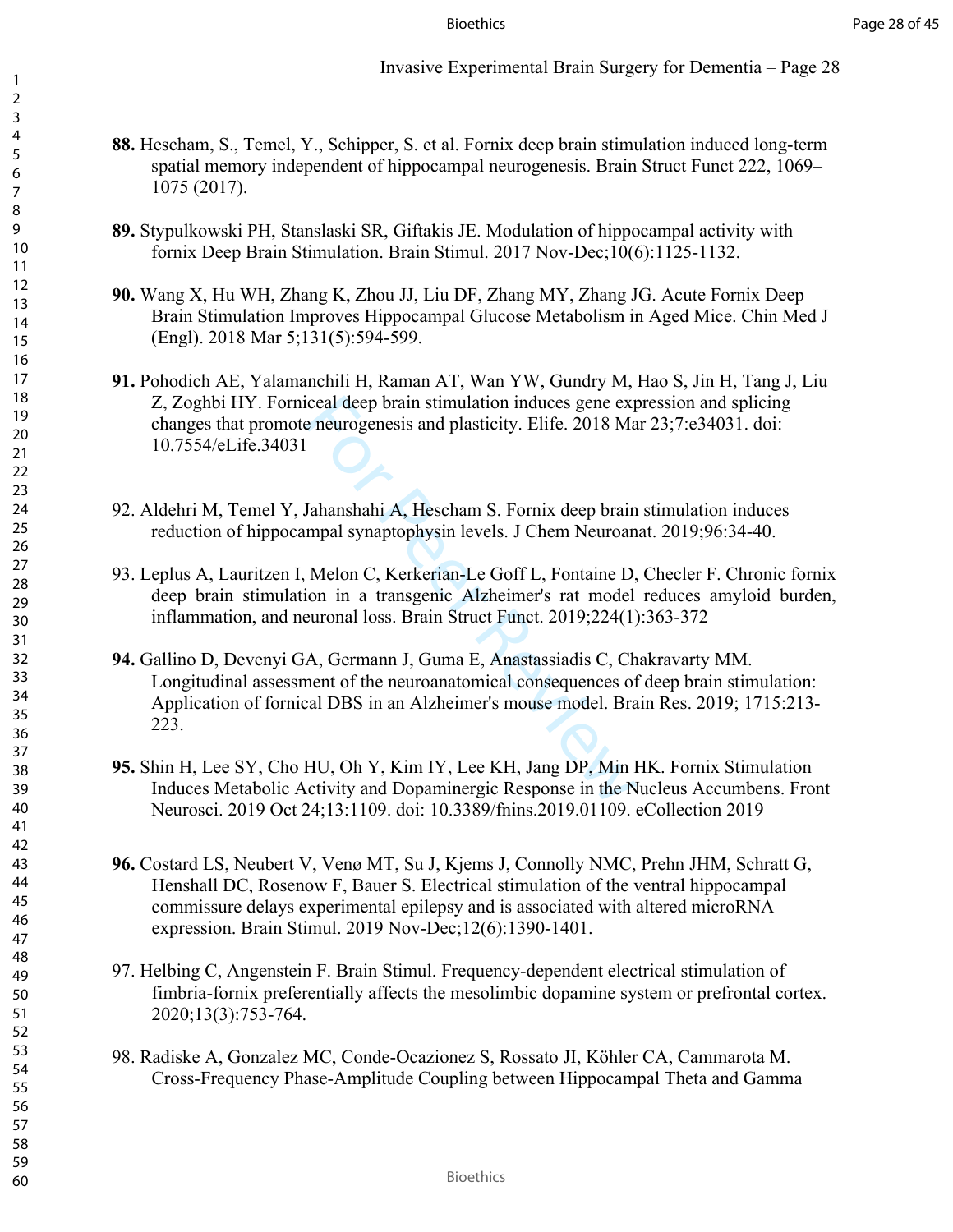**88.** Hescham, S., Temel, Y., Schipper, S. et al. Fornix deep brain stimulation induced long-term spatial memory independent of hippocampal neurogenesis. Brain Struct Funct 222, 1069–1075 (2017).

**89.** Stypulkowski PH, Stanslaski SR, Giftakis JE. Modulation of hippocampal activity with fornix Deep Brain Stimulation. Brain Stimul. 2017 Nov-Dec;10(6):1125-1132.

**90.** Wang X, Hu WH, Zhang K, Zhou JJ, Liu DF, Zhang MY, Zhang JG. Acute Fornix Deep Brain Stimulation Improves Hippocampal Glucose Metabolism in Aged Mice. Chin Med J (Engl). 2018 Mar 5;131(5):594-599.

**91.** Pohodich AE, Yalamanchili H, Raman AT, Wan YW, Gundry M, Hao S, Jin H, Tang J, Liu Z, Zoghbi HY. Forniceal deep brain stimulation induces gene expression and splicing changes that promote neurogenesis and plasticity. Elife. 2018 Mar 23;7:e34031. doi: 10.7554/eLife.34031

92. Aldehri M, Temel Y, Jahanshahi A, Hescham S. Fornix deep brain stimulation induces reduction of hippocampal synaptophysin levels. J Chem Neuroanat. 2019;96:34-40.

93. Leplus A, Lauritzen I, Melon C, Kerkerian-Le Goff L, Fontaine D, Checler F. Chronic fornix deep brain stimulation in a transgenic Alzheimer's rat model reduces amyloid burden, inflammation, and neuronal loss. Brain Struct Funct. 2019;224(1):363-372

**94.** Gallino D, Devenyi GA, Germann J, Guma E, Anastassiadis C, Chakravarty MM. Longitudinal assessment of the neuroanatomical consequences of deep brain stimulation: Application of fornical DBS in an Alzheimer's mouse model. Brain Res. 2019; 1715:213-223.

**95.** Shin H, Lee SY, Cho HU, Oh Y, Kim IY, Lee KH, Jang DP, Min HK. Fornix Stimulation Induces Metabolic Activity and Dopaminergic Response in the Nucleus Accumbens. Front Neurosci. 2019 Oct 24;13:1109. doi: 10.3389/fnins.2019.01109. eCollection 2019

**96.** Costard LS, Neubert V, Venø MT, Su J, Kjems J, Connolly NMC, Prehn JHM, Schratt G, Henshall DC, Rosenow F, Bauer S. Electrical stimulation of the ventral hippocampal commissure delays experimental epilepsy and is associated with altered microRNA expression. Brain Stimul. 2019 Nov-Dec;12(6):1390-1401.

97. Helbing C, Angenstein F. Brain Stimul. Frequency-dependent electrical stimulation of fimbria-fornix preferentially affects the mesolimbic dopamine system or prefrontal cortex. 2020;13(3):753-764.

98. Radiske A, Gonzalez MC, Conde-Ocazionez S, Rossato JI, Köhler CA, Cammarota M. Cross-Frequency Phase-Amplitude Coupling between Hippocampal Theta and Gamma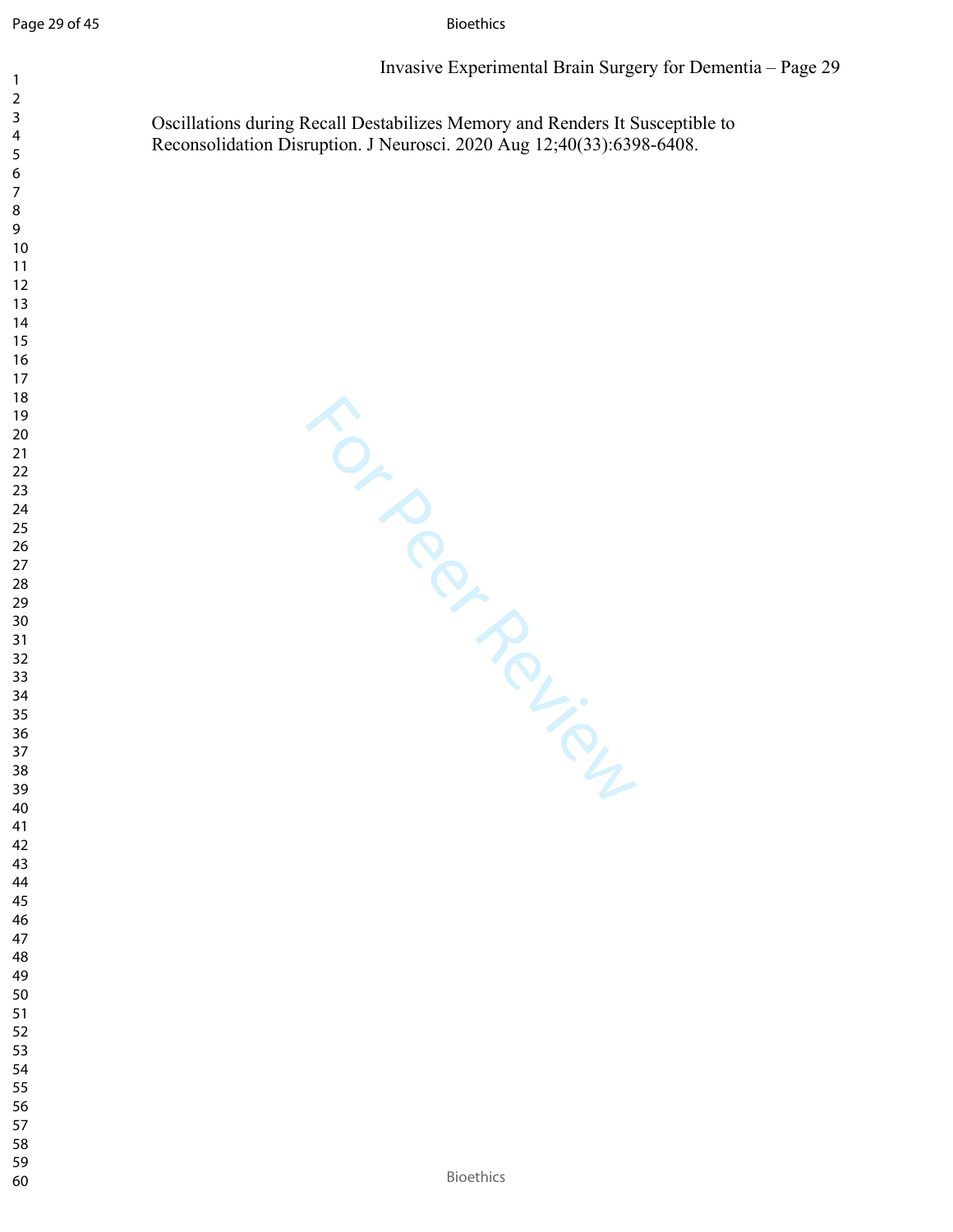Oscillations during Recall Destabilizes Memory and Renders It Susceptible to Reconsolidation Disruption. J Neurosci. 2020 Aug 12;40(33):6398-6408.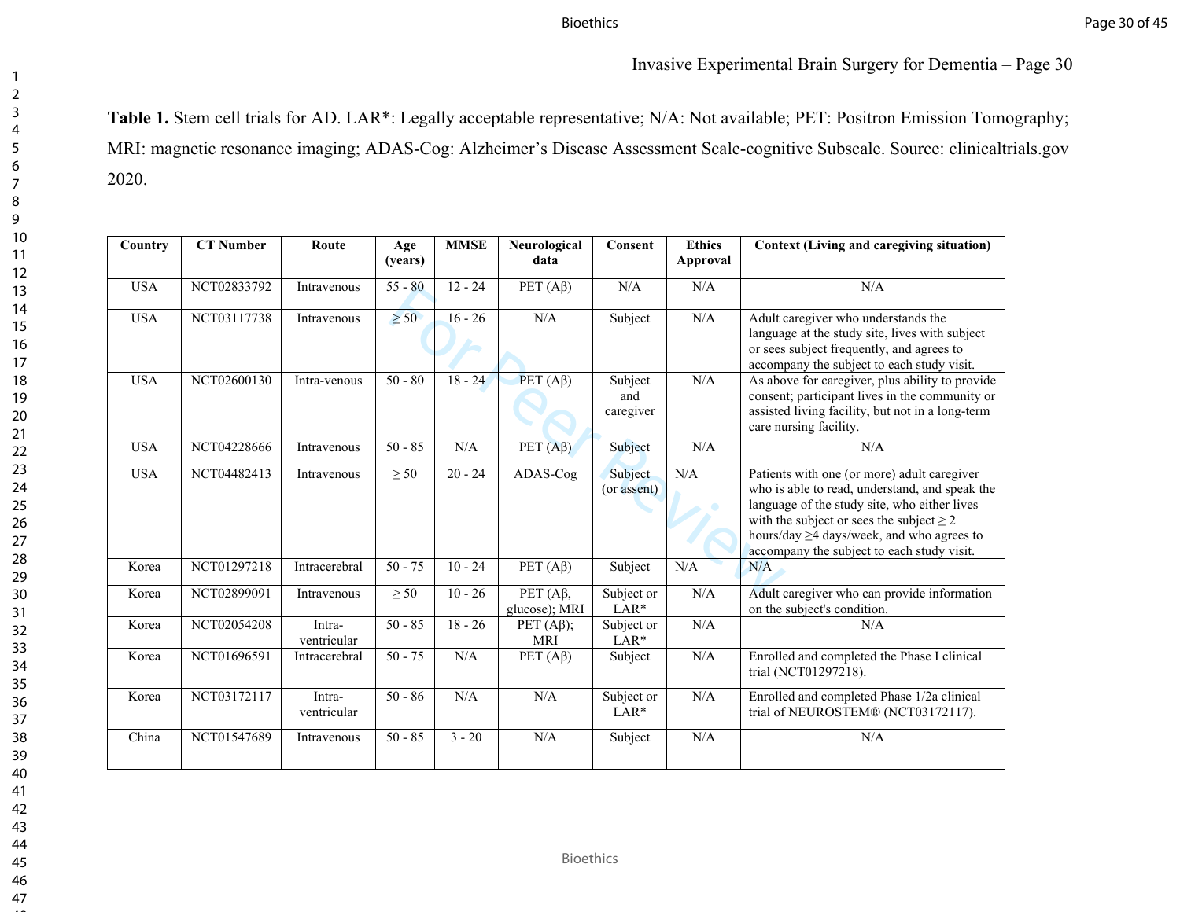**Table 1.** Stem cell trials for AD. LAR*: Legally acceptable representative; N/A: Not available; PET: Positron Emission Tomography; MRI: magnetic resonance imaging; ADAS-Cog: Alzheimer's Disease Assessment Scale-cognitive Subscale. Source: clinicaltrials.gov 2020.

| Country | CT Number | Route | Age (years) | MMSE | Neurological data | Consent | Ethics Approval | Context (Living and caregiving situation) |
|---|---|---|---|---|---|---|---|---|
| USA | NCT02833792 | Intravenous | 55 - 80 | 12 - 24 | PET (Aβ) | N/A | N/A | N/A |
| USA | NCT03117738 | Intravenous | ≥ 50 | 16 - 26 | N/A | Subject | N/A | Adult caregiver who understands the language at the study site, lives with subject or sees subject frequently, and agrees to accompany the subject to each study visit. |
| USA | NCT02600130 | Intra-venous | 50 - 80 | 18 - 24 | PET (Aβ) | Subject and caregiver | N/A | As above for caregiver, plus ability to provide consent; participant lives in the community or assisted living facility, but not in a long-term care nursing facility. |
| USA | NCT04228666 | Intravenous | 50 - 85 | N/A | PET (Aβ) | Subject | N/A | N/A |
| USA | NCT04482413 | Intravenous | ≥ 50 | 20 - 24 | ADAS-Cog | Subject (or assent) | N/A | Patients with one (or more) adult caregiver who is able to read, understand, and speak the language of the study site, who either lives with the subject or sees the subject ≥ 2 hours/day ≥4 days/week, and who agrees to accompany the subject to each study visit. |
| Korea | NCT01297218 | Intracerebral | 50 - 75 | 10 - 24 | PET (Aβ) | Subject | N/A | N/A |
| Korea | NCT02899091 | Intravenous | ≥ 50 | 10 - 26 | PET (Aβ, glucose); MRI | Subject or LAR* | N/A | Adult caregiver who can provide information on the subject's condition. |
| Korea | NCT02054208 | Intra-ventricular | 50 - 85 | 18 - 26 | PET (Aβ); MRI | Subject or LAR* | N/A | N/A |
| Korea | NCT01696591 | Intracerebral | 50 - 75 | N/A | PET (Aβ) | Subject | N/A | Enrolled and completed the Phase I clinical trial (NCT01297218). |
| Korea | NCT03172117 | Intra-ventricular | 50 - 86 | N/A | N/A | Subject or LAR* | N/A | Enrolled and completed Phase 1/2a clinical trial of NEUROSTEM® (NCT03172117). |
| China | NCT01547689 | Intravenous | 50 - 85 | 3 - 20 | N/A | Subject | N/A | N/A |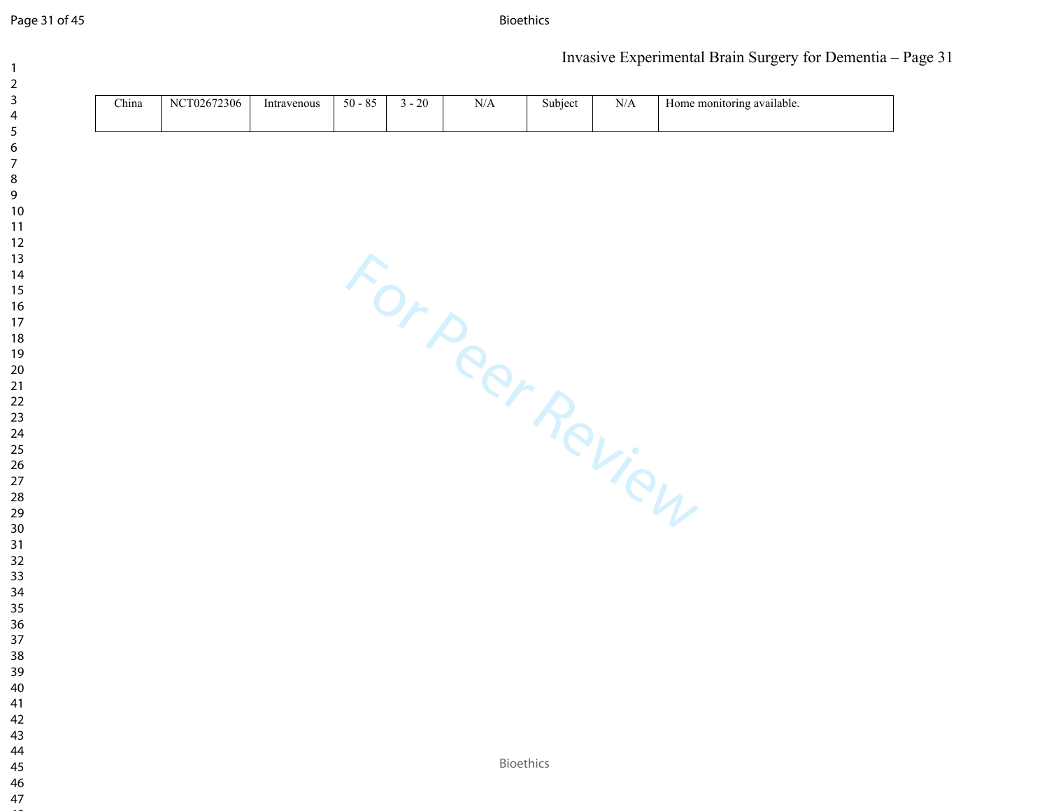| China | NCT02672306 | Intravenous | 50 - 85 | 3 - 20 | N/A | Subject | N/A | Home monitoring available. |
|---|---|---|---|---|---|---|---|---|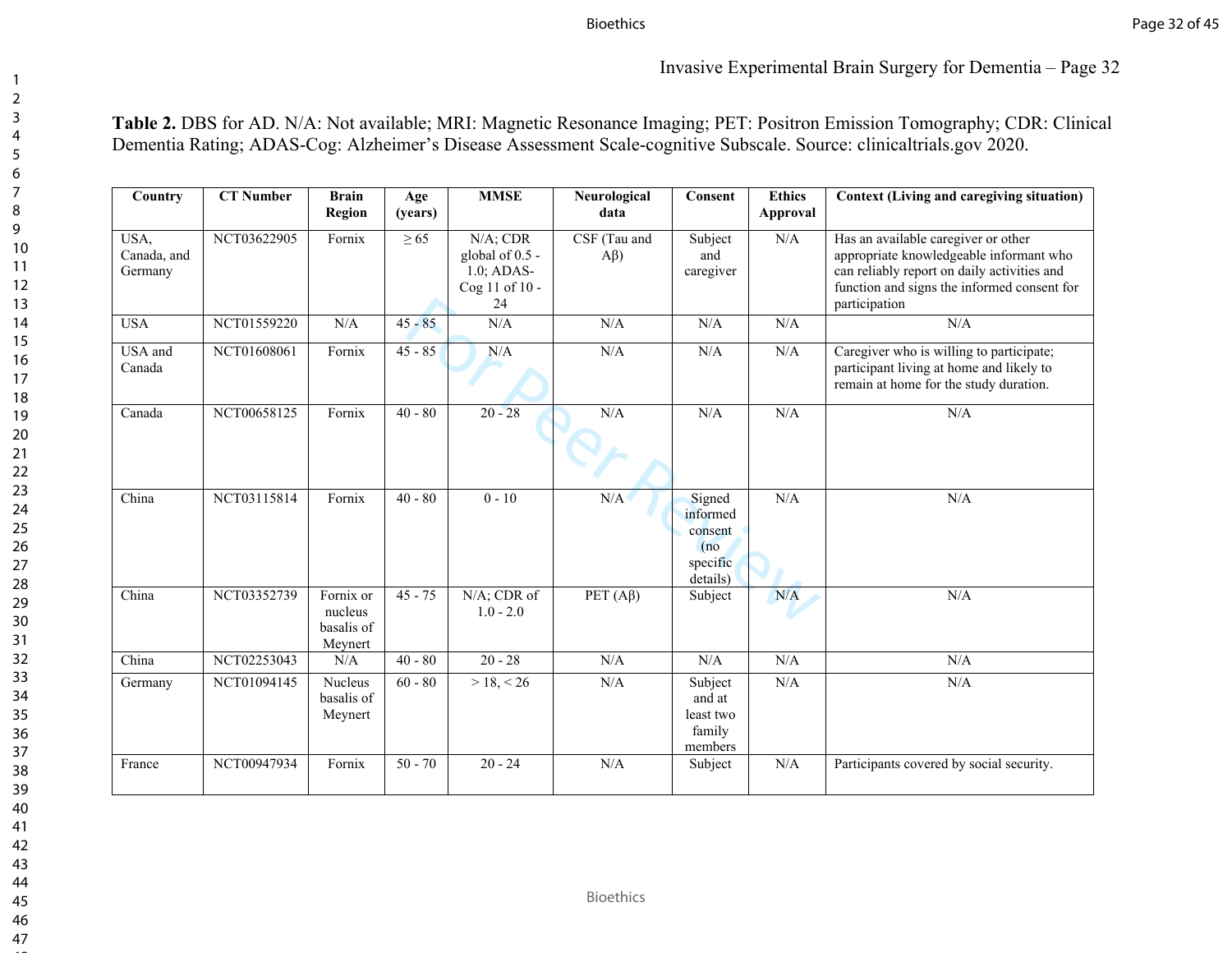**Table 2.** DBS for AD. N/A: Not available; MRI: Magnetic Resonance Imaging; PET: Positron Emission Tomography; CDR: Clinical Dementia Rating; ADAS-Cog: Alzheimer's Disease Assessment Scale-cognitive Subscale. Source: clinicaltrials.gov 2020.

| Country | CT Number | Brain Region | Age (years) | MMSE | Neurological data | Consent | Ethics Approval | Context (Living and caregiving situation) |
|---|---|---|---|---|---|---|---|---|
| USA, Canada, and Germany | NCT03622905 | Fornix | ≥ 65 | N/A; CDR global of 0.5 - 1.0; ADAS-Cog 11 of 10 - 24 | CSF (Tau and Aβ) | Subject and caregiver | N/A | Has an available caregiver or other appropriate knowledgeable informant who can reliably report on daily activities and function and signs the informed consent for participation |
| USA | NCT01559220 | N/A | 45 - 85 | N/A | N/A | N/A | N/A | N/A |
| USA and Canada | NCT01608061 | Fornix | 45 - 85 | N/A | N/A | N/A | N/A | Caregiver who is willing to participate; participant living at home and likely to remain at home for the study duration. |
| Canada | NCT00658125 | Fornix | 40 - 80 | 20 - 28 | N/A | N/A | N/A | N/A |
| China | NCT03115814 | Fornix | 40 - 80 | 0 - 10 | N/A | Signed informed consent (no specific details) | N/A | N/A |
| China | NCT03352739 | Fornix or nucleus basalis of Meynert | 45 - 75 | N/A; CDR of 1.0 - 2.0 | PET (Aβ) | Subject | N/A | N/A |
| China | NCT02253043 | N/A | 40 - 80 | 20 - 28 | N/A | N/A | N/A | N/A |
| Germany | NCT01094145 | Nucleus basalis of Meynert | 60 - 80 | > 18, < 26 | N/A | Subject and at least two family members | N/A | N/A |
| France | NCT00947934 | Fornix | 50 - 70 | 20 - 24 | N/A | Subject | N/A | Participants covered by social security. |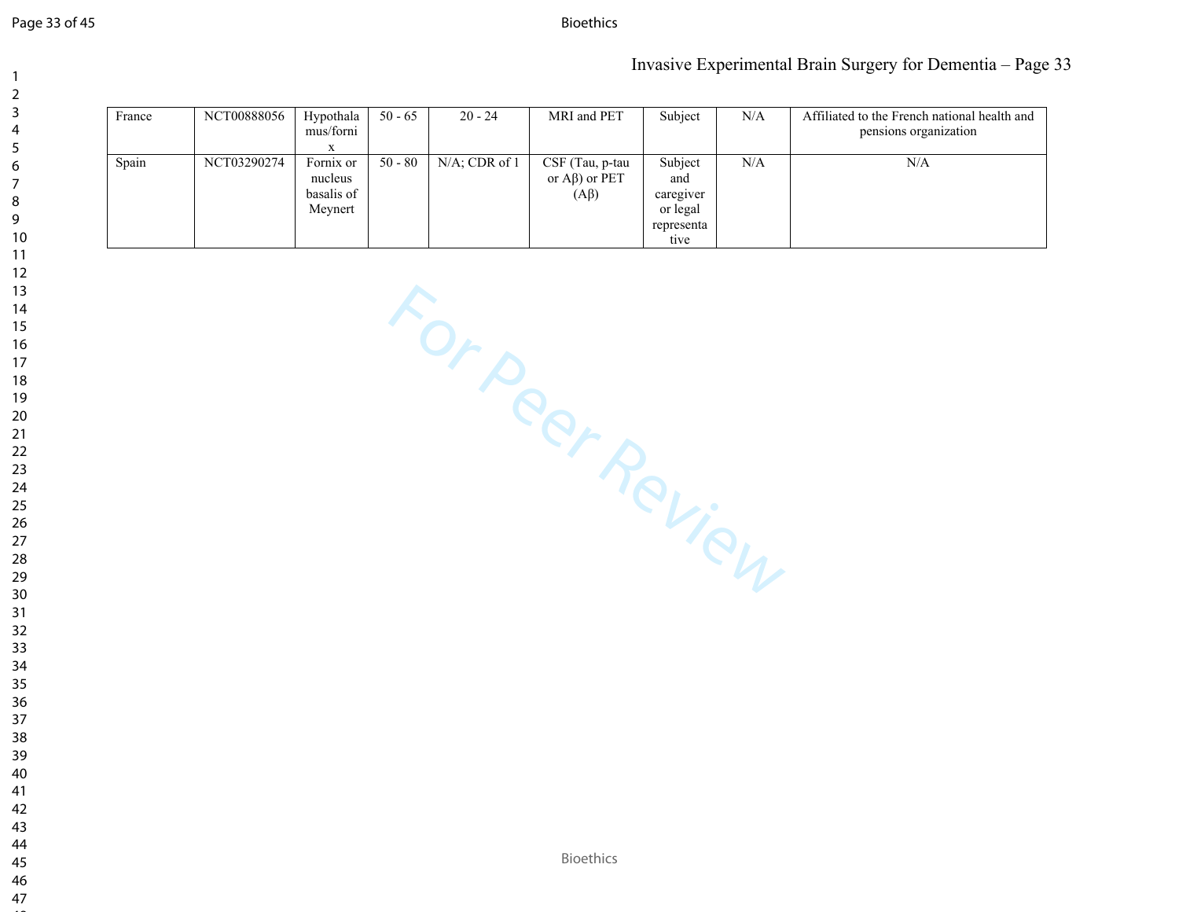| France | NCT00888056 | Hypothalamus/fornix | 50 - 65 | 20 - 24 | MRI and PET | Subject | N/A | Affiliated to the French national health and pensions organization |
|---|---|---|---|---|---|---|---|---|
| Spain | NCT03290274 | Fornix or nucleus basalis of Meynert | 50 - 80 | N/A; CDR of 1 | CSF (Tau, p-tau or Aβ) or PET (Aβ) | Subject and caregiver or legal representative | N/A | N/A |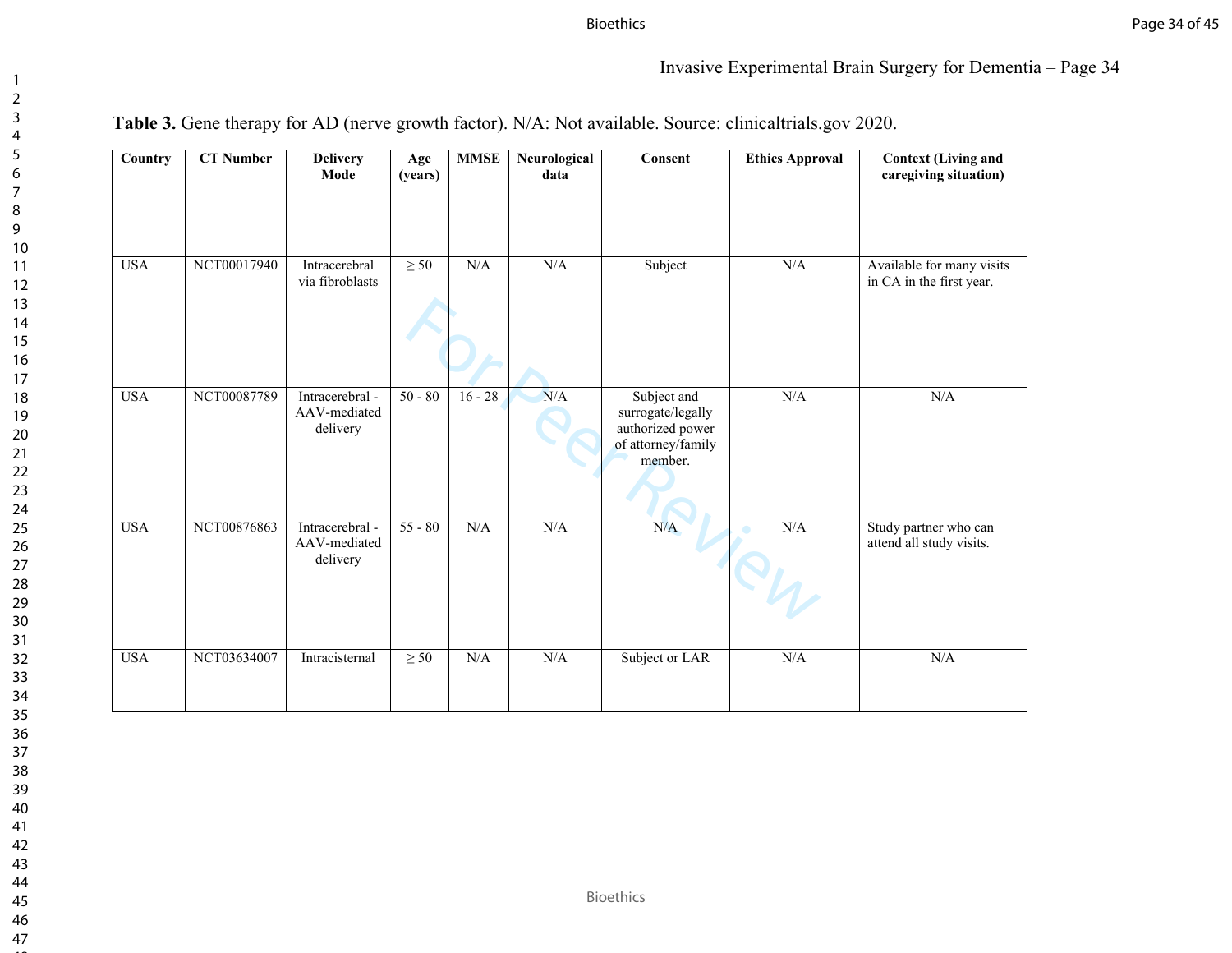**Table 3.** Gene therapy for AD (nerve growth factor). N/A: Not available. Source: clinicaltrials.gov 2020.

| Country | CT Number | Delivery Mode | Age (years) | MMSE | Neurological data | Consent | Ethics Approval | Context (Living and caregiving situation) |
|---|---|---|---|---|---|---|---|---|
| USA | NCT00017940 | Intracerebral via fibroblasts | ≥ 50 | N/A | N/A | Subject | N/A | Available for many visits in CA in the first year. |
| USA | NCT00087789 | Intracerebral - AAV-mediated delivery | 50 - 80 | 16 - 28 | N/A | Subject and surrogate/legally authorized power of attorney/family member. | N/A | N/A |
| USA | NCT00876863 | Intracerebral - AAV-mediated delivery | 55 - 80 | N/A | N/A | N/A | N/A | Study partner who can attend all study visits. |
| USA | NCT03634007 | Intracisternal | ≥ 50 | N/A | N/A | Subject or LAR | N/A | N/A |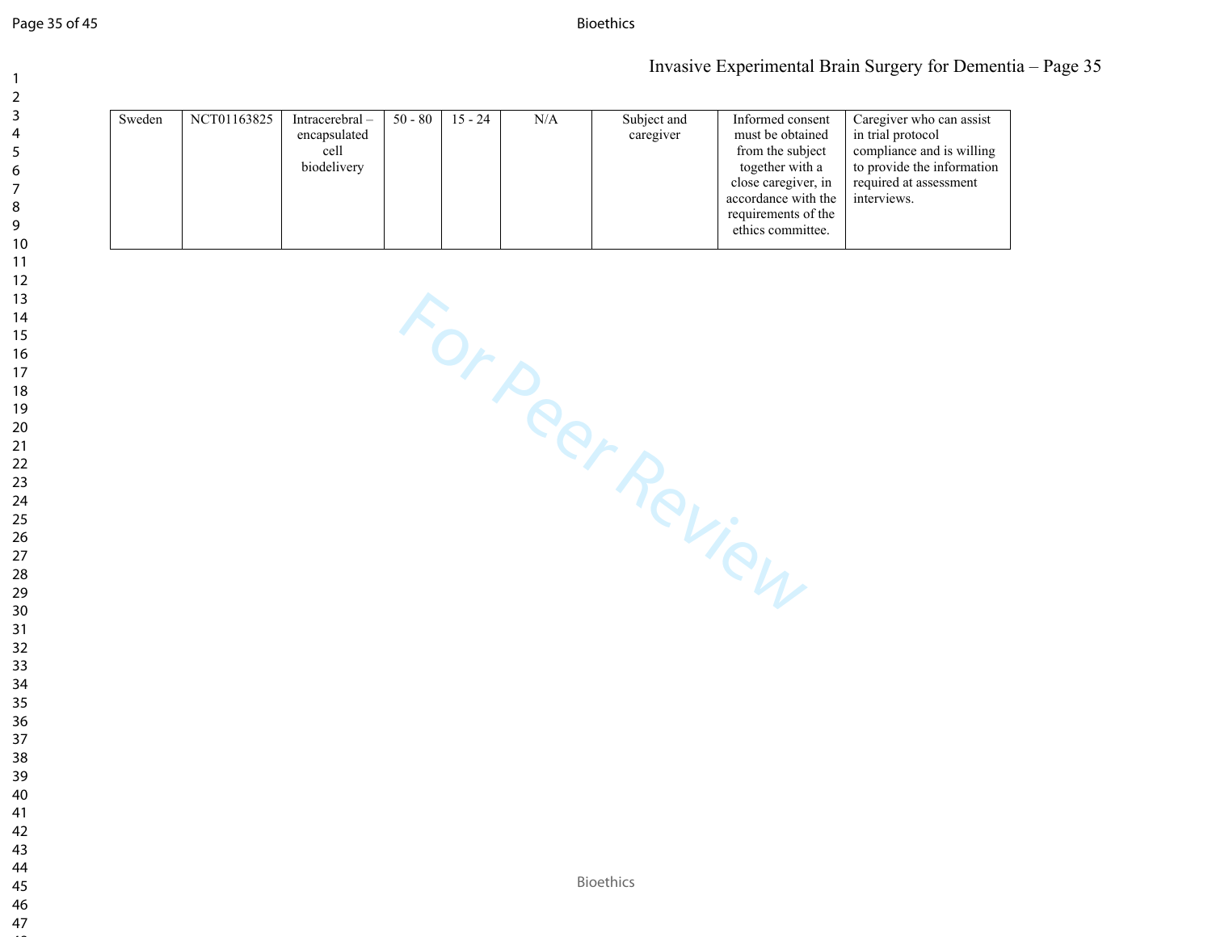| Sweden | NCT01163825 | Intracerebral – encapsulated cell biodelivery | 50 - 80 | 15 - 24 | N/A | Subject and caregiver | Informed consent must be obtained from the subject together with a close caregiver, in accordance with the requirements of the ethics committee. | Caregiver who can assist in trial protocol compliance and is willing to provide the information required at assessment interviews. |
|---|---|---|---|---|---|---|---|---|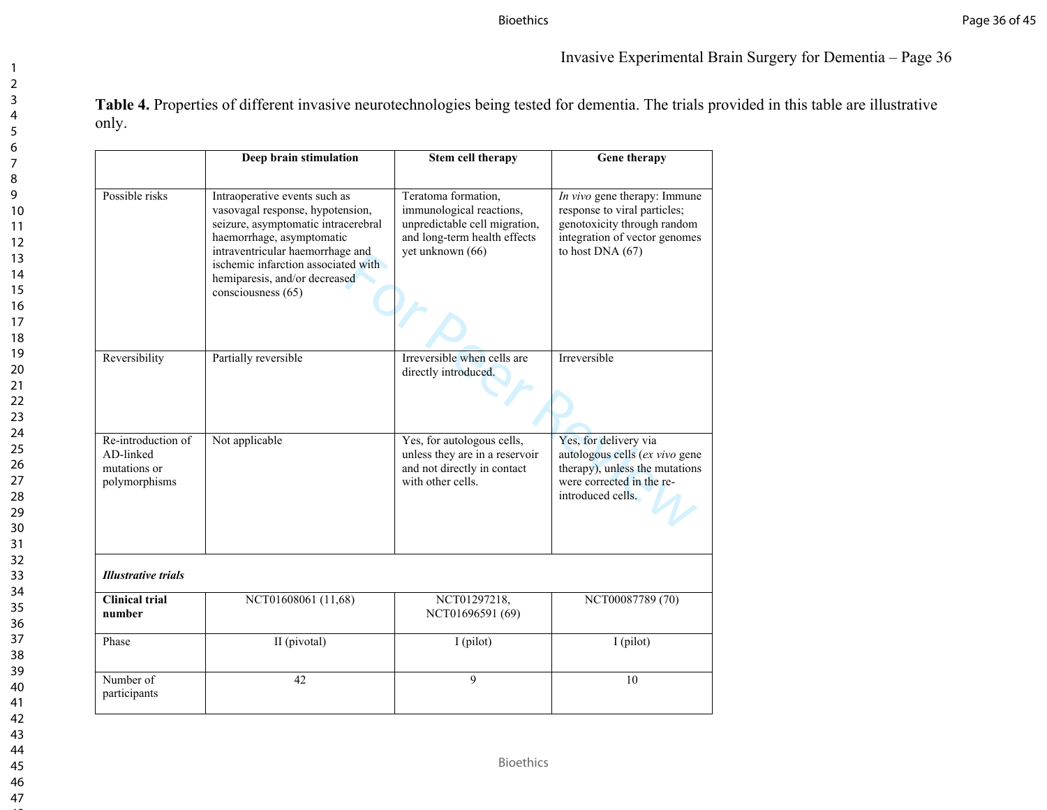**Table 4.** Properties of different invasive neurotechnologies being tested for dementia. The trials provided in this table are illustrative only.

| | **Deep brain stimulation** | **Stem cell therapy** | **Gene therapy** |
|---|---|---|---|
| Possible risks | Intraoperative events such as vasovagal response, hypotension, seizure, asymptomatic intracerebral haemorrhage, asymptomatic intraventricular haemorrhage and ischemic infarction associated with hemiparesis, and/or decreased consciousness (65) | Teratoma formation, immunological reactions, unpredictable cell migration, and long-term health effects yet unknown (66) | *In vivo* gene therapy: Immune response to viral particles; genotoxicity through random integration of vector genomes to host DNA (67) |
| Reversibility | Partially reversible | Irreversible when cells are directly introduced. | Irreversible |
| Re-introduction of AD-linked mutations or polymorphisms | Not applicable | Yes, for autologous cells, unless they are in a reservoir and not directly in contact with other cells. | Yes, for delivery via autologous cells (*ex vivo* gene therapy), unless the mutations were corrected in the re-introduced cells. |
| ***Illustrative trials*** | | | |
| **Clinical trial number** | NCT01608061 (11,68) | NCT01297218, NCT01696591 (69) | NCT00087789 (70) |
| Phase | II (pivotal) | I (pilot) | I (pilot) |
| Number of participants | 42 | 9 | 10 |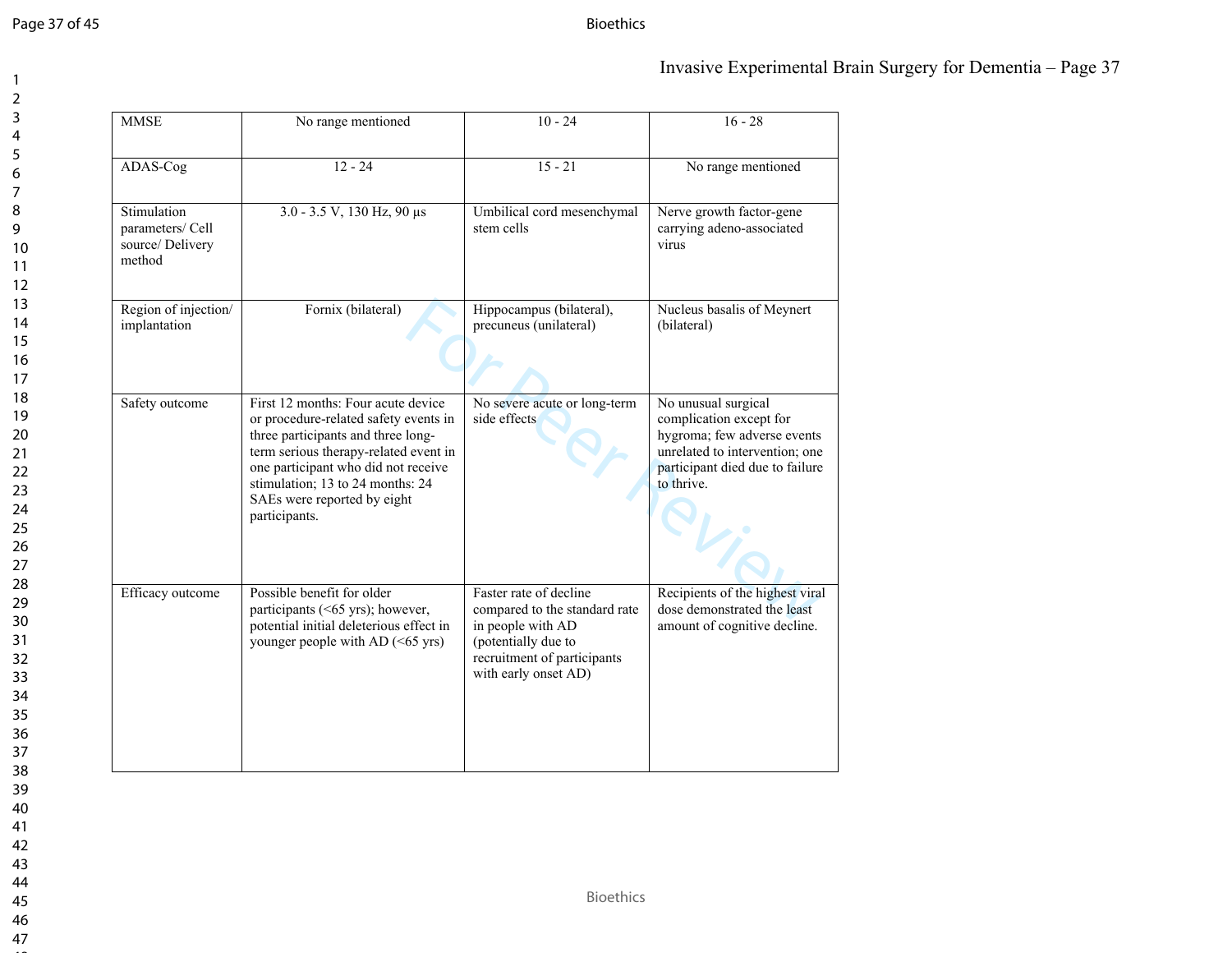| MMSE | No range mentioned | 10 - 24 | 16 - 28 |
|---|---|---|---|
| ADAS-Cog | 12 - 24 | 15 - 21 | No range mentioned |
| Stimulation parameters/ Cell source/ Delivery method | 3.0 - 3.5 V, 130 Hz, 90 µs | Umbilical cord mesenchymal stem cells | Nerve growth factor-gene carrying adeno-associated virus |
| Region of injection/ implantation | Fornix (bilateral) | Hippocampus (bilateral), precuneus (unilateral) | Nucleus basalis of Meynert (bilateral) |
| Safety outcome | First 12 months: Four acute device or procedure-related safety events in three participants and three long-term serious therapy-related event in one participant who did not receive stimulation; 13 to 24 months: 24 SAEs were reported by eight participants. | No severe acute or long-term side effects | No unusual surgical complication except for hygroma; few adverse events unrelated to intervention; one participant died due to failure to thrive. |
| Efficacy outcome | Possible benefit for older participants (<65 yrs); however, potential initial deleterious effect in younger people with AD (<65 yrs) | Faster rate of decline compared to the standard rate in people with AD (potentially due to recruitment of participants with early onset AD) | Recipients of the highest viral dose demonstrated the least amount of cognitive decline. |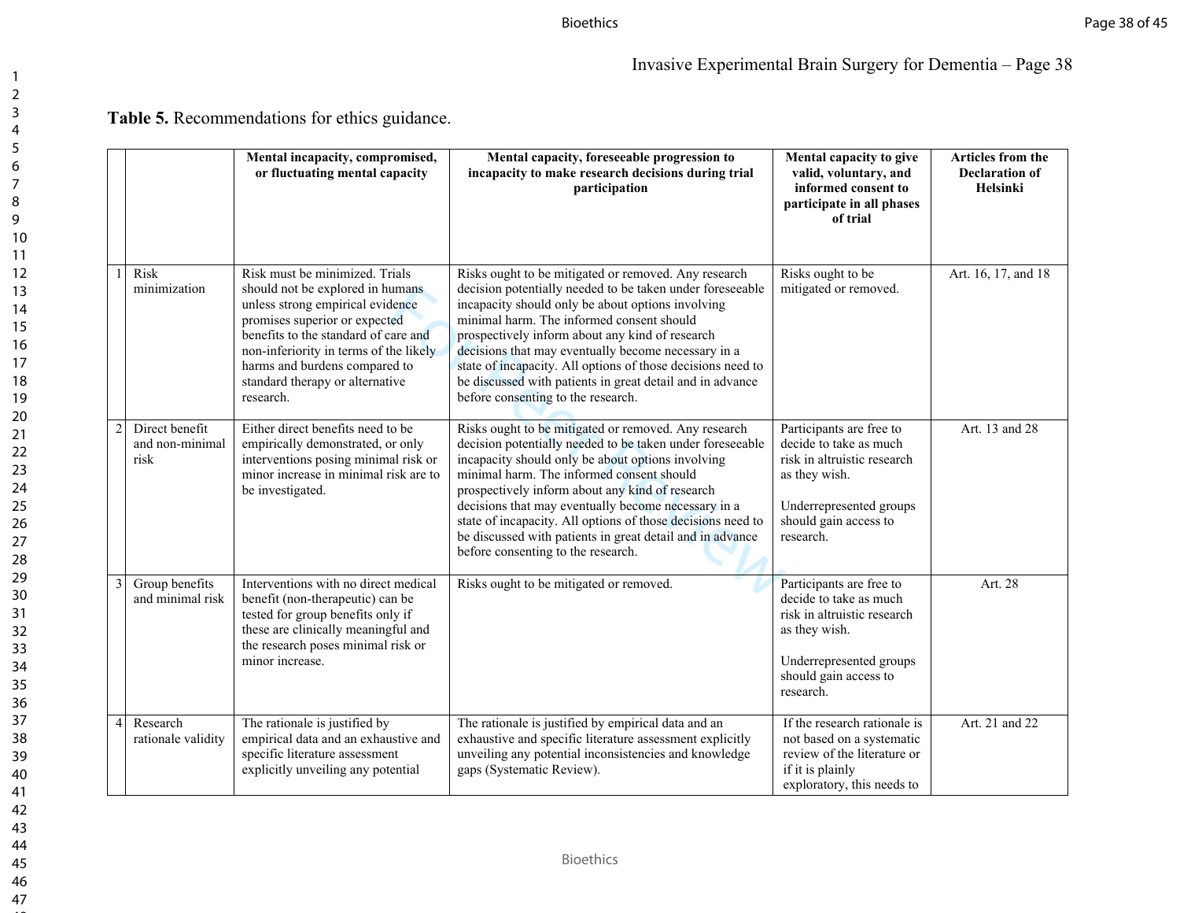**Table 5.** Recommendations for ethics guidance.

| | | Mental incapacity, compromised, or fluctuating mental capacity | Mental capacity, foreseeable progression to incapacity to make research decisions during trial participation | Mental capacity to give valid, voluntary, and informed consent to participate in all phases of trial | Articles from the Declaration of Helsinki |
|---|---|---|---|---|---|
| 1 | Risk minimization | Risk must be minimized. Trials should not be explored in humans unless strong empirical evidence promises superior or expected benefits to the standard of care and non-inferiority in terms of the likely harms and burdens compared to standard therapy or alternative research. | Risks ought to be mitigated or removed. Any research decision potentially needed to be taken under foreseeable incapacity should only be about options involving minimal harm. The informed consent should prospectively inform about any kind of research decisions that may eventually become necessary in a state of incapacity. All options of those decisions need to be discussed with patients in great detail and in advance before consenting to the research. | Risks ought to be mitigated or removed. | Art. 16, 17, and 18 |
| 2 | Direct benefit and non-minimal risk | Either direct benefits need to be empirically demonstrated, or only interventions posing minimal risk or minor increase in minimal risk are to be investigated. | Risks ought to be mitigated or removed. Any research decision potentially needed to be taken under foreseeable incapacity should only be about options involving minimal harm. The informed consent should prospectively inform about any kind of research decisions that may eventually become necessary in a state of incapacity. All options of those decisions need to be discussed with patients in great detail and in advance before consenting to the research. | Participants are free to decide to take as much risk in altruistic research as they wish.<br><br>Underrepresented groups should gain access to research. | Art. 13 and 28 |
| 3 | Group benefits and minimal risk | Interventions with no direct medical benefit (non-therapeutic) can be tested for group benefits only if these are clinically meaningful and the research poses minimal risk or minor increase. | Risks ought to be mitigated or removed. | Participants are free to decide to take as much risk in altruistic research as they wish.<br><br>Underrepresented groups should gain access to research. | Art. 28 |
| 4 | Research rationale validity | The rationale is justified by empirical data and an exhaustive and specific literature assessment explicitly unveiling any potential | The rationale is justified by empirical data and an exhaustive and specific literature assessment explicitly unveiling any potential inconsistencies and knowledge gaps (Systematic Review). | If the research rationale is not based on a systematic review of the literature or if it is plainly exploratory, this needs to | Art. 21 and 22 |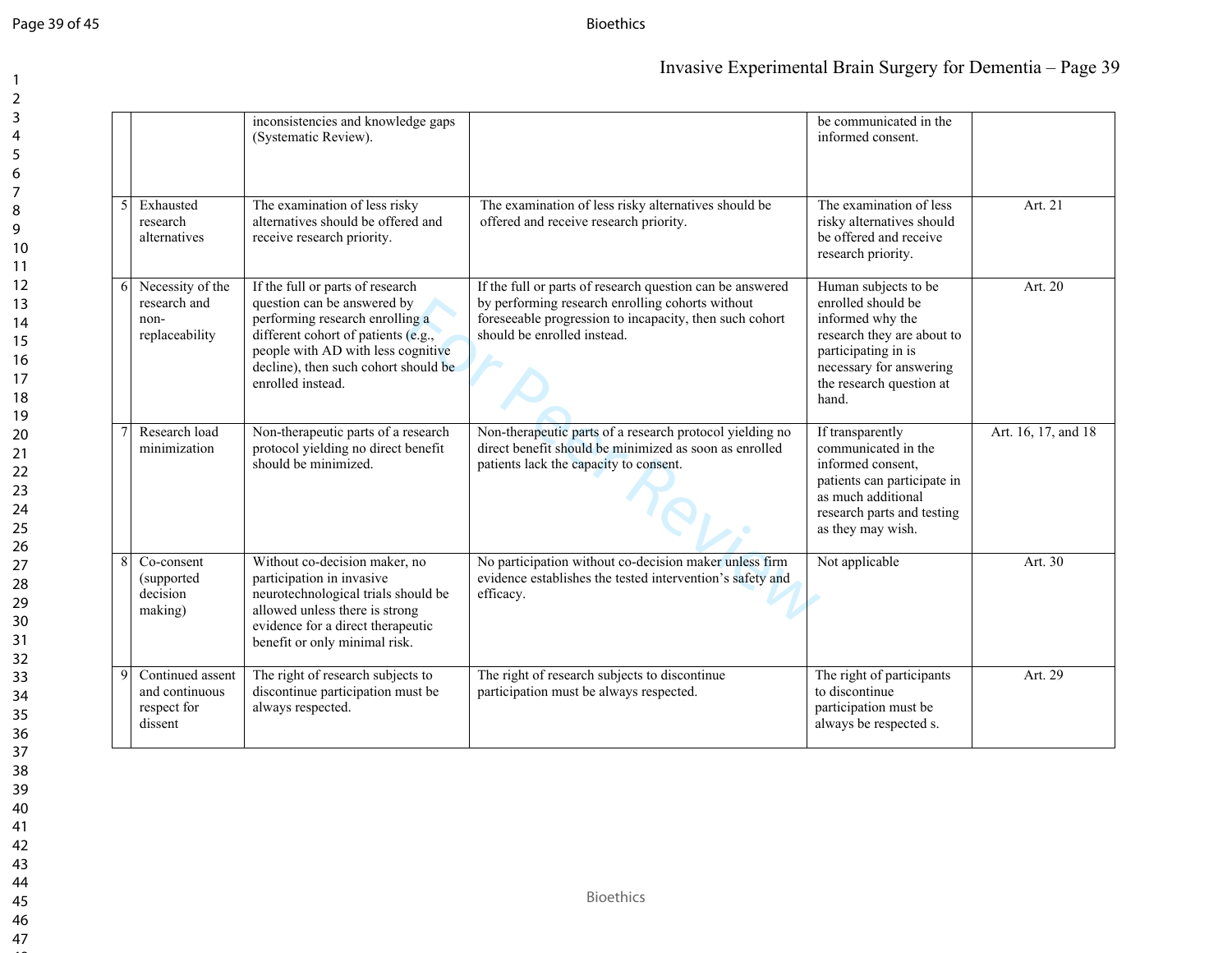| | | | | | |
|---|---|---|---|---|---|
| | | inconsistencies and knowledge gaps (Systematic Review). | | be communicated in the informed consent. | |
| 5 | Exhausted research alternatives | The examination of less risky alternatives should be offered and receive research priority. | The examination of less risky alternatives should be offered and receive research priority. | The examination of less risky alternatives should be offered and receive research priority. | Art. 21 |
| 6 | Necessity of the research and non-replaceability | If the full or parts of research question can be answered by performing research enrolling a different cohort of patients (e.g., people with AD with less cognitive decline), then such cohort should be enrolled instead. | If the full or parts of research question can be answered by performing research enrolling cohorts without foreseeable progression to incapacity, then such cohort should be enrolled instead. | Human subjects to be enrolled should be informed why the research they are about to participating in is necessary for answering the research question at hand. | Art. 20 |
| 7 | Research load minimization | Non-therapeutic parts of a research protocol yielding no direct benefit should be minimized. | Non-therapeutic parts of a research protocol yielding no direct benefit should be minimized as soon as enrolled patients lack the capacity to consent. | If transparently communicated in the informed consent, patients can participate in as much additional research parts and testing as they may wish. | Art. 16, 17, and 18 |
| 8 | Co-consent (supported decision making) | Without co-decision maker, no participation in invasive neurotechnological trials should be allowed unless there is strong evidence for a direct therapeutic benefit or only minimal risk. | No participation without co-decision maker unless firm evidence establishes the tested intervention's safety and efficacy. | Not applicable | Art. 30 |
| 9 | Continued assent and continuous respect for dissent | The right of research subjects to discontinue participation must be always respected. | The right of research subjects to discontinue participation must be always respected. | The right of participants to discontinue participation must be always be respected s. | Art. 29 |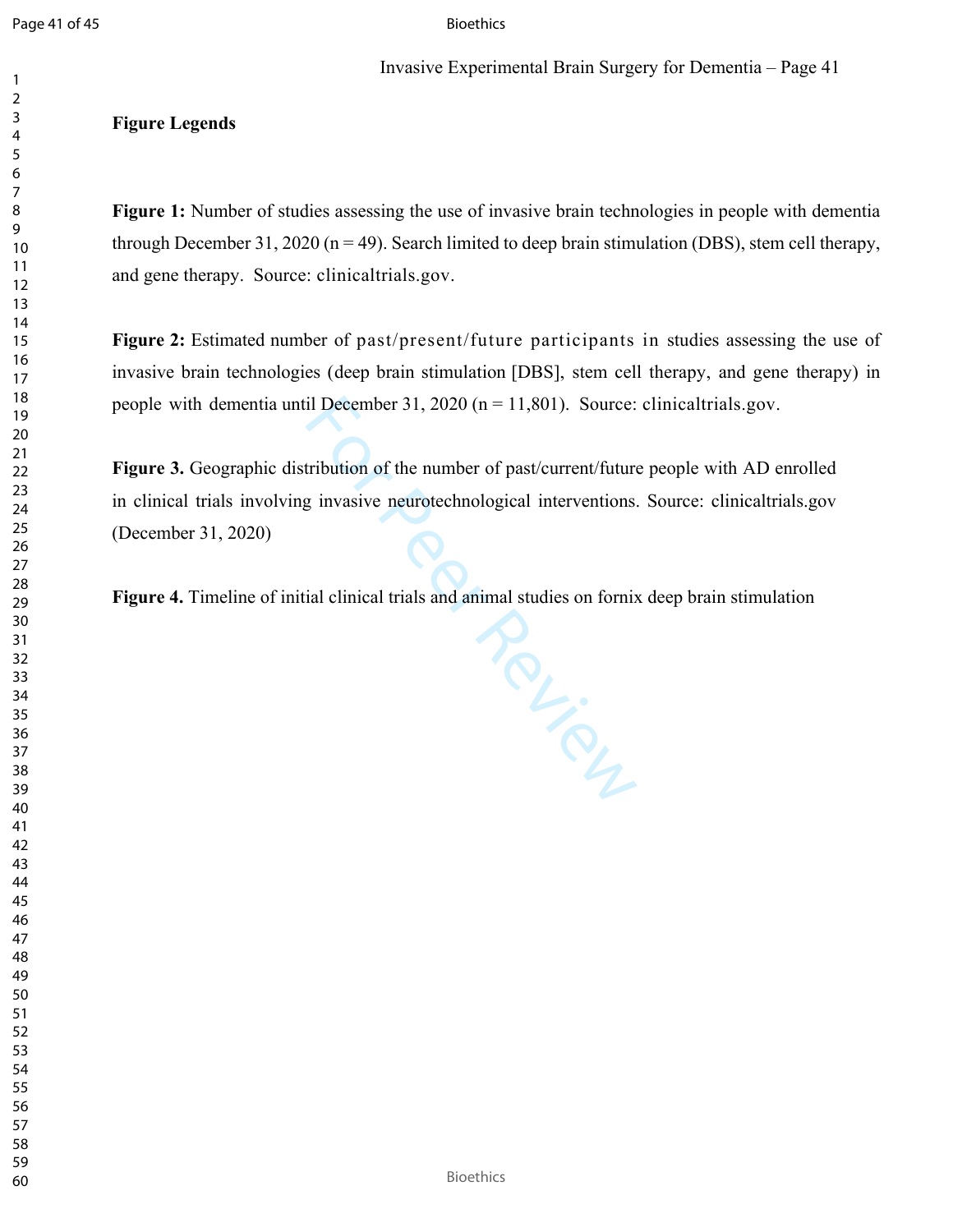**Figure Legends**

**Figure 1:** Number of studies assessing the use of invasive brain technologies in people with dementia through December 31, 2020 (n = 49). Search limited to deep brain stimulation (DBS), stem cell therapy, and gene therapy. Source: clinicaltrials.gov.

**Figure 2:** Estimated number of past/present/future participants in studies assessing the use of invasive brain technologies (deep brain stimulation [DBS], stem cell therapy, and gene therapy) in people with dementia until December 31, 2020 (n = 11,801). Source: clinicaltrials.gov.

**Figure 3.** Geographic distribution of the number of past/current/future people with AD enrolled in clinical trials involving invasive neurotechnological interventions. Source: clinicaltrials.gov (December 31, 2020)

**Figure 4.** Timeline of initial clinical trials and animal studies on fornix deep brain stimulation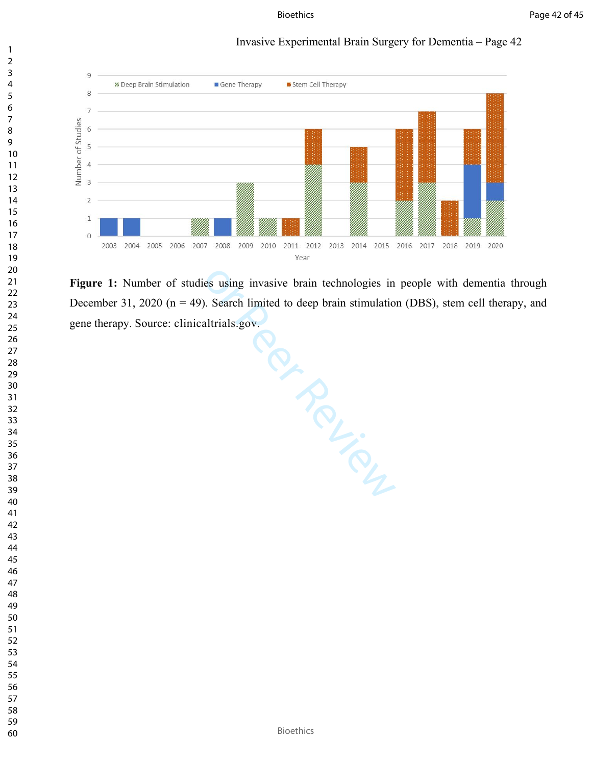**Figure 1:** Number of studies using invasive brain technologies in people with dementia through December 31, 2020 (n = 49). Search limited to deep brain stimulation (DBS), stem cell therapy, and gene therapy. Source: clinicaltrials.gov.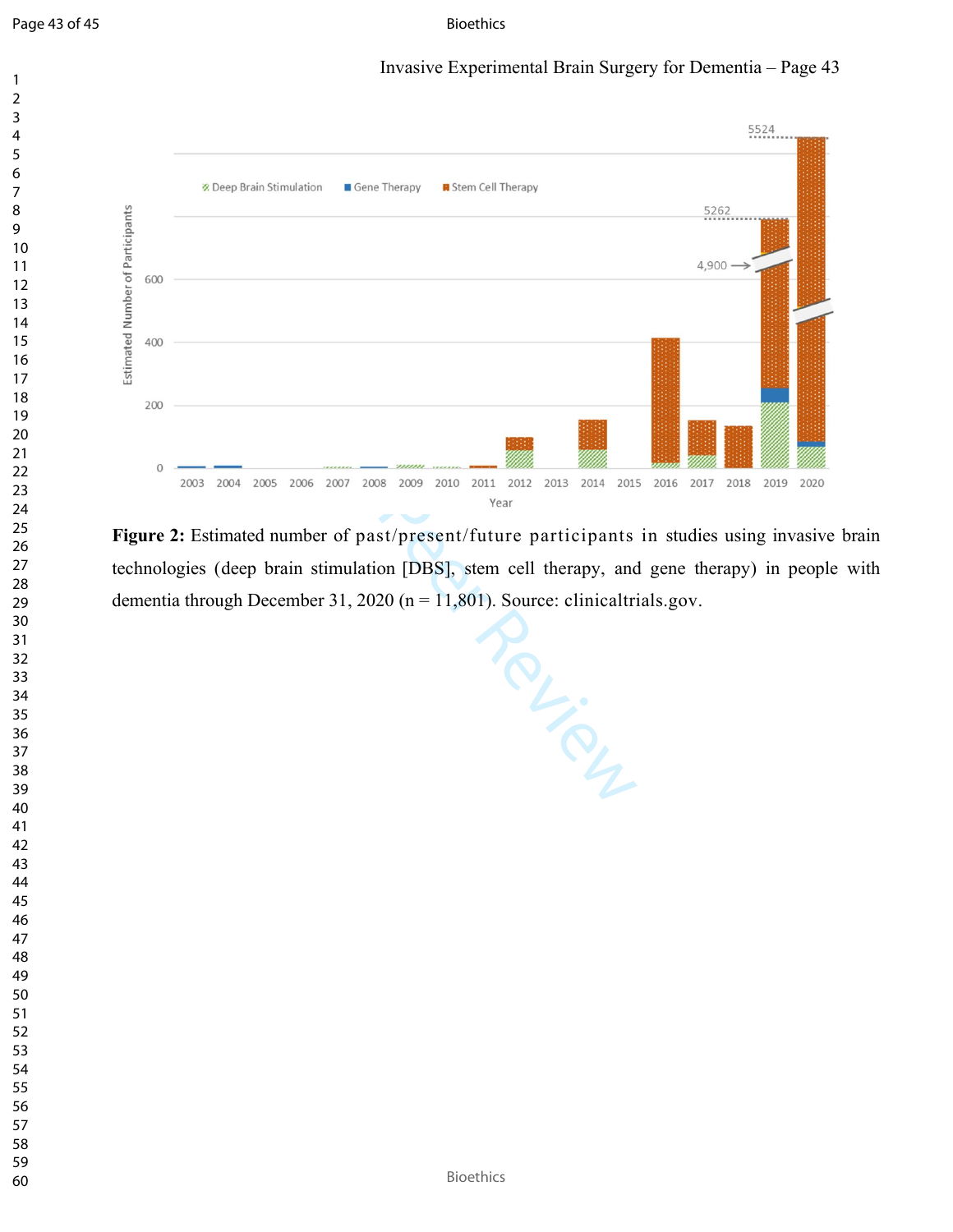Figure 2: Estimated number of past/present/future participants in studies using invasive brain technologies (deep brain stimulation [DBS], stem cell therapy, and gene therapy) in people with dementia through December 31, 2020 (n = 11,801). Source: clinicaltrials.gov.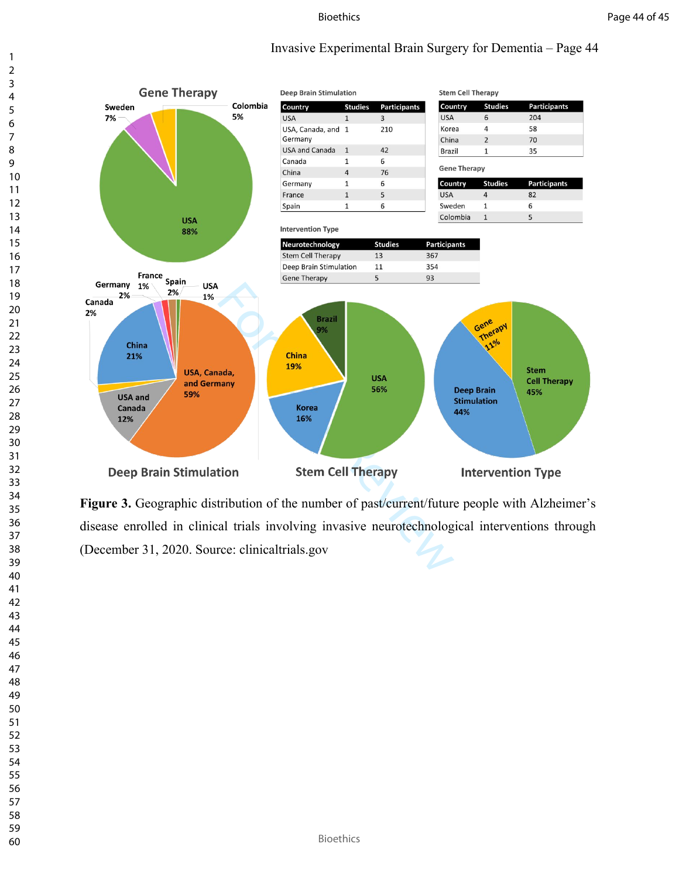Invasive Experimental Brain Surgery for Dementia – Page 44

**Deep Brain Stimulation**

| Country | Studies | Participants |
|---|---|---|
| USA | 1 | 3 |
| USA, Canada, and Germany | 1 | 210 |
| USA and Canada | 1 | 42 |
| Canada | 1 | 6 |
| China | 4 | 76 |
| Germany | 1 | 6 |
| France | 1 | 5 |
| Spain | 1 | 6 |

**Stem Cell Therapy**

| Country | Studies | Participants |
|---|---|---|
| USA | 6 | 204 |
| Korea | 4 | 58 |
| China | 2 | 70 |
| Brazil | 1 | 35 |

**Gene Therapy**

| Country | Studies | Participants |
|---|---|---|
| USA | 4 | 82 |
| Sweden | 1 | 6 |
| Colombia | 1 | 5 |

**Intervention Type**

| Neurotechnology | Studies | Participants |
|---|---|---|
| Stem Cell Therapy | 13 | 367 |
| Deep Brain Stimulation | 11 | 354 |
| Gene Therapy | 5 | 93 |

**Figure 3.** Geographic distribution of the number of past/current/future people with Alzheimer's disease enrolled in clinical trials involving invasive neurotechnological interventions through (December 31, 2020. Source: clinicaltrials.gov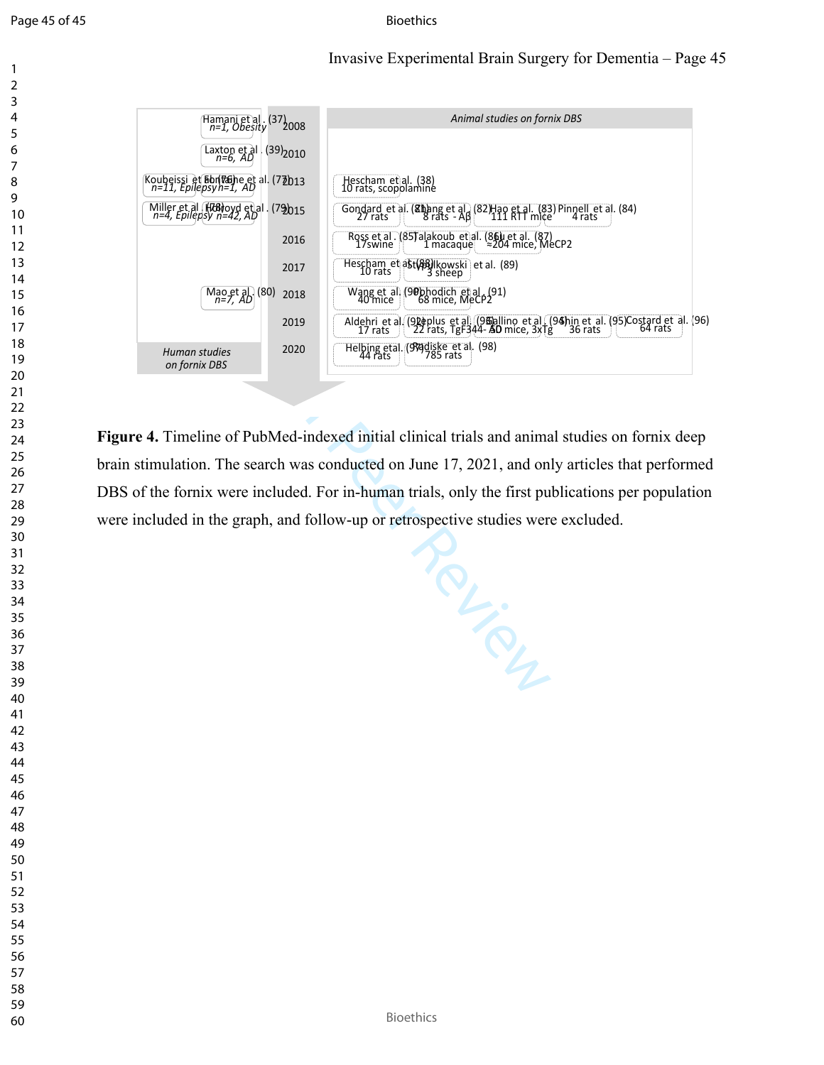Human studies on fornix DBS

Animal studies on fornix DBS

2008
Hamani et al. (37) n=1, Obesity

2010
Laxton et al. (39) n=6, AD

2013
Koubeissi et al. (76) n=11, Epilepsy
Fontaine et al. (77) n=1, AD
Hescham et al. (38) 10 rats, scopolamine

2015
Miller et al. (78) n=4, Epilepsy
Holroyd et al. (79) n=42, AD
Gondard et al. (81) 27 rats
Zhang et al. (82) 8 rats - Aβ
Hao et al. (83) 111 RTT mice
Pinnell et al. (84) 4 rats

2016
Ross et al. (85) 17 swine
Talakoub et al. (86) 1 macaque
Lu et al. (87) ≈204 mice, MeCP2

2017
Hescham et al. (88) 10 rats
Stypulkowski et al. (89) 3 sheep

2018
Mao et al. (80) n=7, AD
Wang et al. (90) 40 mice
Pohodich et al. (91) 68 mice, MeCP2

2019
Aldehri et al. (92) 17 rats
Leplus et al. (93) 22 rats, TgF344-AD
Gallino et al. (94) 50 mice, 3xTg
Shin et al. (95) 36 rats
Costard et al. (96) 64 rats

2020
Helbing et al. (97) 44 rats
Radiske et al. (98) 785 rats

**Figure 4.** Timeline of PubMed-indexed initial clinical trials and animal studies on fornix deep brain stimulation. The search was conducted on June 17, 2021, and only articles that performed DBS of the fornix were included. For in-human trials, only the first publications per population were included in the graph, and follow-up or retrospective studies were excluded.